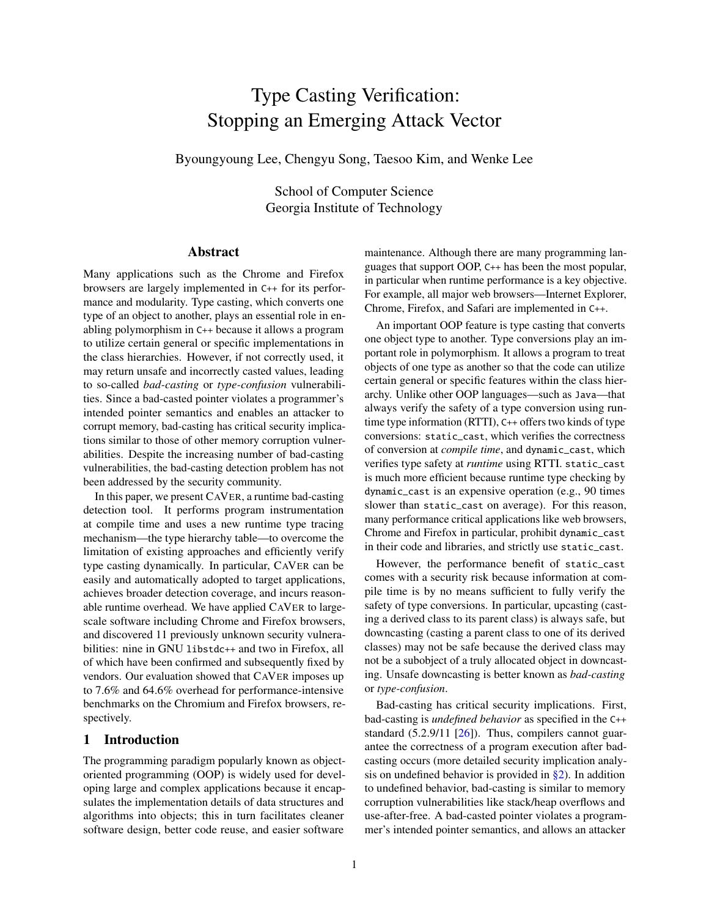# Type Casting Verification: Stopping an Emerging Attack Vector

Byoungyoung Lee, Chengyu Song, Taesoo Kim, and Wenke Lee

School of Computer Science
Georgia Institute of Technology

## Abstract

Many applications such as the Chrome and Firefox browsers are largely implemented in C++ for its performance and modularity. Type casting, which converts one type of an object to another, plays an essential role in enabling polymorphism in C++ because it allows a program to utilize certain general or specific implementations in the class hierarchies. However, if not correctly used, it may return unsafe and incorrectly casted values, leading to so-called *bad-casting* or *type-confusion* vulnerabilities. Since a bad-casted pointer violates a programmer's intended pointer semantics and enables an attacker to corrupt memory, bad-casting has critical security implications similar to those of other memory corruption vulnerabilities. Despite the increasing number of bad-casting vulnerabilities, the bad-casting detection problem has not been addressed by the security community.

In this paper, we present CAVER, a runtime bad-casting detection tool. It performs program instrumentation at compile time and uses a new runtime type tracing mechanism—the type hierarchy table—to overcome the limitation of existing approaches and efficiently verify type casting dynamically. In particular, CAVER can be easily and automatically adopted to target applications, achieves broader detection coverage, and incurs reasonable runtime overhead. We have applied CAVER to large-scale software including Chrome and Firefox browsers, and discovered 11 previously unknown security vulnerabilities: nine in GNU libstdc++ and two in Firefox, all of which have been confirmed and subsequently fixed by vendors. Our evaluation showed that CAVER imposes up to 7.6% and 64.6% overhead for performance-intensive benchmarks on the Chromium and Firefox browsers, respectively.

## 1 Introduction

The programming paradigm popularly known as object-oriented programming (OOP) is widely used for developing large and complex applications because it encapsulates the implementation details of data structures and algorithms into objects; this in turn facilitates cleaner software design, better code reuse, and easier software maintenance. Although there are many programming languages that support OOP, C++ has been the most popular, in particular when runtime performance is a key objective. For example, all major web browsers—Internet Explorer, Chrome, Firefox, and Safari are implemented in C++.

An important OOP feature is type casting that converts one object type to another. Type conversions play an important role in polymorphism. It allows a program to treat objects of one type as another so that the code can utilize certain general or specific features within the class hierarchy. Unlike other OOP languages—such as Java—that always verify the safety of a type conversion using runtime type information (RTTI), C++ offers two kinds of type conversions: `static_cast`, which verifies the correctness of conversion at *compile time*, and `dynamic_cast`, which verifies type safety at *runtime* using RTTI. `static_cast` is much more efficient because runtime type checking by `dynamic_cast` is an expensive operation (e.g., 90 times slower than `static_cast` on average). For this reason, many performance critical applications like web browsers, Chrome and Firefox in particular, prohibit `dynamic_cast` in their code and libraries, and strictly use `static_cast`.

However, the performance benefit of `static_cast` comes with a security risk because information at compile time is by no means sufficient to fully verify the safety of type conversions. In particular, upcasting (casting a derived class to its parent class) is always safe, but downcasting (casting a parent class to one of its derived classes) may not be safe because the derived class may not be a subobject of a truly allocated object in downcasting. Unsafe downcasting is better known as *bad-casting* or *type-confusion*.

Bad-casting has critical security implications. First, bad-casting is *undefined behavior* as specified in the C++ standard (5.2.9/11 [26]). Thus, compilers cannot guarantee the correctness of a program execution after bad-casting occurs (more detailed security implication analysis on undefined behavior is provided in §2). In addition to undefined behavior, bad-casting is similar to memory corruption vulnerabilities like stack/heap overflows and use-after-free. A bad-casted pointer violates a programmer's intended pointer semantics, and allows an attacker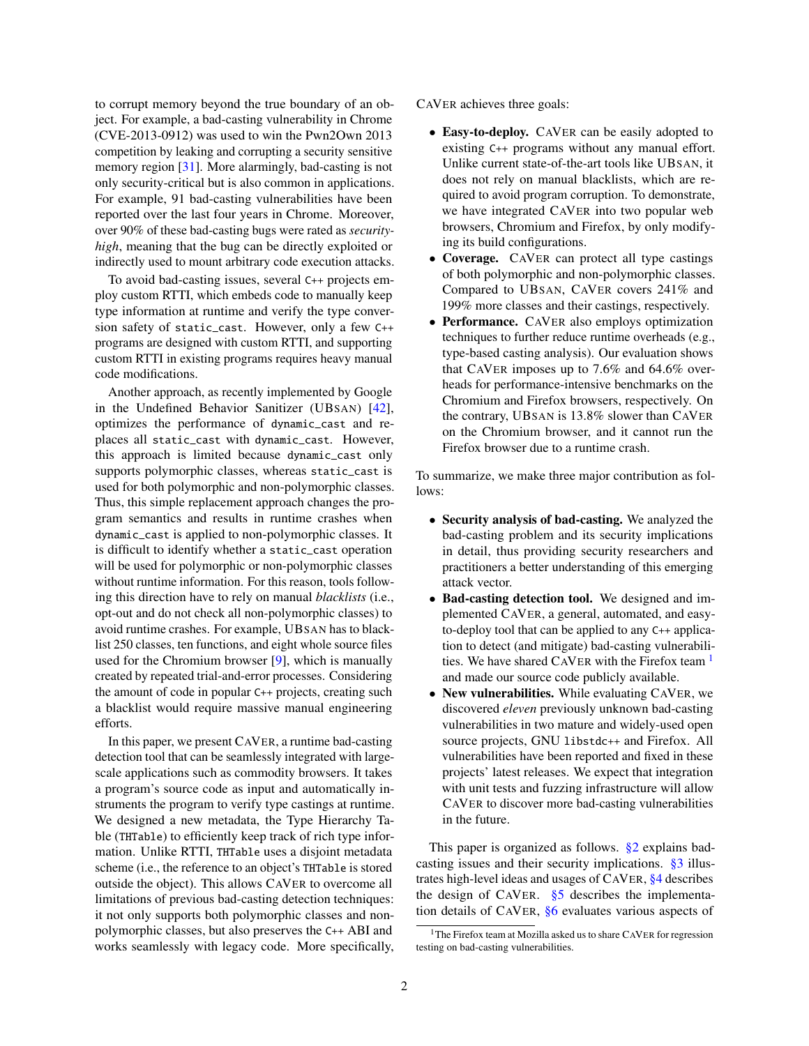to corrupt memory beyond the true boundary of an object. For example, a bad-casting vulnerability in Chrome (CVE-2013-0912) was used to win the Pwn2Own 2013 competition by leaking and corrupting a security sensitive memory region [31]. More alarmingly, bad-casting is not only security-critical but is also common in applications. For example, 91 bad-casting vulnerabilities have been reported over the last four years in Chrome. Moreover, over 90% of these bad-casting bugs were rated as *security-high*, meaning that the bug can be directly exploited or indirectly used to mount arbitrary code execution attacks.

To avoid bad-casting issues, several C++ projects employ custom RTTI, which embeds code to manually keep type information at runtime and verify the type conversion safety of `static_cast`. However, only a few C++ programs are designed with custom RTTI, and supporting custom RTTI in existing programs requires heavy manual code modifications.

Another approach, as recently implemented by Google in the Undefined Behavior Sanitizer (UBSAN) [42], optimizes the performance of `dynamic_cast` and replaces all `static_cast` with `dynamic_cast`. However, this approach is limited because `dynamic_cast` only supports polymorphic classes, whereas `static_cast` is used for both polymorphic and non-polymorphic classes. Thus, this simple replacement approach changes the program semantics and results in runtime crashes when `dynamic_cast` is applied to non-polymorphic classes. It is difficult to identify whether a `static_cast` operation will be used for polymorphic or non-polymorphic classes without runtime information. For this reason, tools following this direction have to rely on manual *blacklists* (i.e., opt-out and do not check all non-polymorphic classes) to avoid runtime crashes. For example, UBSAN has to blacklist 250 classes, ten functions, and eight whole source files used for the Chromium browser [9], which is manually created by repeated trial-and-error processes. Considering the amount of code in popular C++ projects, creating such a blacklist would require massive manual engineering efforts.

In this paper, we present CAVER, a runtime bad-casting detection tool that can be seamlessly integrated with large-scale applications such as commodity browsers. It takes a program's source code as input and automatically instruments the program to verify type castings at runtime. We designed a new metadata, the Type Hierarchy Table (`THTable`) to efficiently keep track of rich type information. Unlike RTTI, `THTable` uses a disjoint metadata scheme (i.e., the reference to an object's `THTable` is stored outside the object). This allows CAVER to overcome all limitations of previous bad-casting detection techniques: it not only supports both polymorphic classes and non-polymorphic classes, but also preserves the C++ ABI and works seamlessly with legacy code. More specifically, CAVER achieves three goals:

- **Easy-to-deploy.** CAVER can be easily adopted to existing C++ programs without any manual effort. Unlike current state-of-the-art tools like UBSAN, it does not rely on manual blacklists, which are required to avoid program corruption. To demonstrate, we have integrated CAVER into two popular web browsers, Chromium and Firefox, by only modifying its build configurations.
- **Coverage.** CAVER can protect all type castings of both polymorphic and non-polymorphic classes. Compared to UBSAN, CAVER covers 241% and 199% more classes and their castings, respectively.
- **Performance.** CAVER also employs optimization techniques to further reduce runtime overheads (e.g., type-based casting analysis). Our evaluation shows that CAVER imposes up to 7.6% and 64.6% overheads for performance-intensive benchmarks on the Chromium and Firefox browsers, respectively. On the contrary, UBSAN is 13.8% slower than CAVER on the Chromium browser, and it cannot run the Firefox browser due to a runtime crash.

To summarize, we make three major contribution as follows:

- **Security analysis of bad-casting.** We analyzed the bad-casting problem and its security implications in detail, thus providing security researchers and practitioners a better understanding of this emerging attack vector.
- **Bad-casting detection tool.** We designed and implemented CAVER, a general, automated, and easy-to-deploy tool that can be applied to any C++ application to detect (and mitigate) bad-casting vulnerabilities. We have shared CAVER with the Firefox team [1] and made our source code publicly available.
- **New vulnerabilities.** While evaluating CAVER, we discovered *eleven* previously unknown bad-casting vulnerabilities in two mature and widely-used open source projects, GNU `libstdc++` and Firefox. All vulnerabilities have been reported and fixed in these projects' latest releases. We expect that integration with unit tests and fuzzing infrastructure will allow CAVER to discover more bad-casting vulnerabilities in the future.

This paper is organized as follows. §2 explains bad-casting issues and their security implications. §3 illustrates high-level ideas and usages of CAVER, §4 describes the design of CAVER. §5 describes the implementation details of CAVER, §6 evaluates various aspects of

[1] The Firefox team at Mozilla asked us to share CAVER for regression testing on bad-casting vulnerabilities.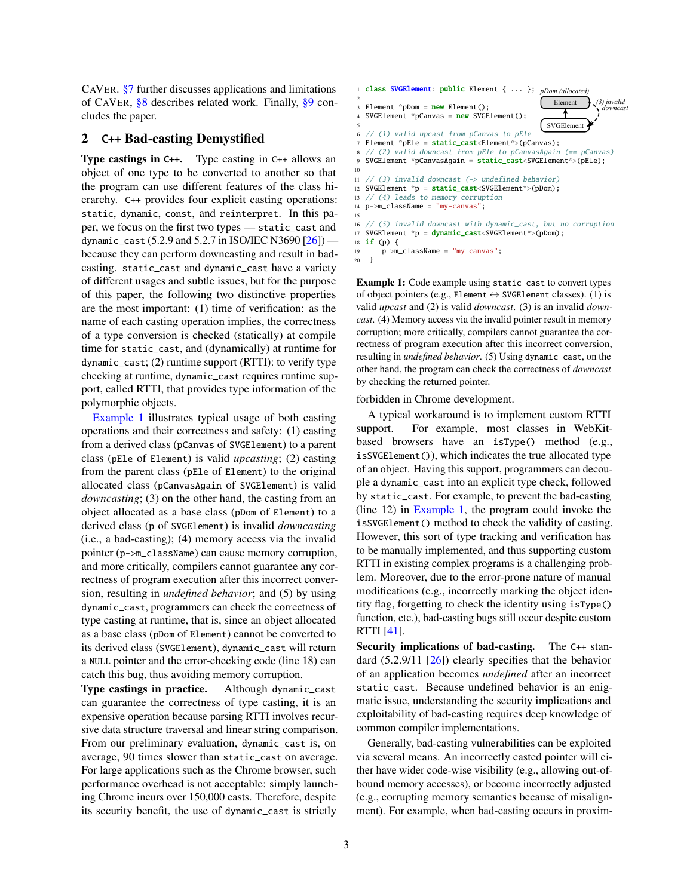CAVER. §7 further discusses applications and limitations of CAVER, §8 describes related work. Finally, §9 concludes the paper.

## 2 C++ Bad-casting Demystified

**Type castings in C++.** Type casting in C++ allows an object of one type to be converted to another so that the program can use different features of the class hierarchy. C++ provides four explicit casting operations: `static`, `dynamic`, `const`, and `reinterpret`. In this paper, we focus on the first two types — `static_cast` and `dynamic_cast` (5.2.9 and 5.2.7 in ISO/IEC N3690 [26]) — because they can perform downcasting and result in bad-casting. `static_cast` and `dynamic_cast` have a variety of different usages and subtle issues, but for the purpose of this paper, the following two distinctive properties are the most important: (1) time of verification: as the name of each casting operation implies, the correctness of a type conversion is checked (statically) at compile time for `static_cast`, and (dynamically) at runtime for `dynamic_cast`; (2) runtime support (RTTI): to verify type checking at runtime, `dynamic_cast` requires runtime support, called RTTI, that provides type information of the polymorphic objects.

Example 1 illustrates typical usage of both casting operations and their correctness and safety: (1) casting from a derived class (`pCanvas` of `SVGElement`) to a parent class (`pEle` of `Element`) is valid *upcasting*; (2) casting from the parent class (`pEle` of `Element`) to the original allocated class (`pCanvasAgain` of `SVGElement`) is valid *downcasting*; (3) on the other hand, the casting from an object allocated as a base class (`pDom` of `Element`) to a derived class (`p` of `SVGElement`) is invalid *downcasting* (i.e., a bad-casting); (4) memory access via the invalid pointer (`p->m_className`) can cause memory corruption, and more critically, compilers cannot guarantee any correctness of program execution after this incorrect conversion, resulting in *undefined behavior*; and (5) by using `dynamic_cast`, programmers can check the correctness of type casting at runtime, that is, since an object allocated as a base class (`pDom` of `Element`) cannot be converted to its derived class (`SVGElement`), `dynamic_cast` will return a `NULL` pointer and the error-checking code (line 18) can catch this bug, thus avoiding memory corruption.

**Type castings in practice.** Although `dynamic_cast` can guarantee the correctness of type casting, it is an expensive operation because parsing RTTI involves recursive data structure traversal and linear string comparison. From our preliminary evaluation, `dynamic_cast` is, on average, 90 times slower than `static_cast` on average. For large applications such as the Chrome browser, such performance overhead is not acceptable: simply launching Chrome incurs over 150,000 casts. Therefore, despite its security benefit, the use of `dynamic_cast` is strictly forbidden in Chrome development.

```
1  class SVGElement: public Element { ... };
2
3  Element *pDom = new Element();
4  SVGElement *pCanvas = new SVGElement();
5
6  // (1) valid upcast from pCanvas to pEle
7  Element *pEle = static_cast<Element*>(pCanvas);
8  // (2) valid downcast from pEle to pCanvasAgain (== pCanvas)
9  SVGElement *pCanvasAgain = static_cast<SVGElement*>(pEle);
10
11 // (3) invalid downcast (-> undefined behavior)
12 SVGElement *p = static_cast<SVGElement*>(pDom);
13 // (4) leads to memory corruption
14 p->m_className = "my-canvas";
15
16 // (5) invalid downcast with dynamic_cast, but no corruption
17 SVGElement *p = dynamic_cast<SVGElement*>(pDom);
18 if (p) {
19     p->m_className = "my-canvas";
20 }
```

pDom (allocated): Element → (3) invalid downcast → SVGElement

**Example 1:** Code example using `static_cast` to convert types of object pointers (e.g., `Element` ↔ `SVGElement` classes). (1) is valid *upcast* and (2) is valid *downcast*. (3) is an invalid *downcast*. (4) Memory access via the invalid pointer result in memory corruption; more critically, compilers cannot guarantee the correctness of program execution after this incorrect conversion, resulting in *undefined behavior*. (5) Using `dynamic_cast`, on the other hand, the program can check the correctness of *downcast* by checking the returned pointer.

A typical workaround is to implement custom RTTI support. For example, most classes in WebKit-based browsers have an `isType()` method (e.g., `isSVGElement()`), which indicates the true allocated type of an object. Having this support, programmers can decouple a `dynamic_cast` into an explicit type check, followed by `static_cast`. For example, to prevent the bad-casting (line 12) in Example 1, the program could invoke the `isSVGElement()` method to check the validity of casting. However, this sort of type tracking and verification has to be manually implemented, and thus supporting custom RTTI in existing complex programs is a challenging problem. Moreover, due to the error-prone nature of manual modifications (e.g., incorrectly marking the object identity flag, forgetting to check the identity using `isType()` function, etc.), bad-casting bugs still occur despite custom RTTI [41].

**Security implications of bad-casting.** The C++ standard (5.2.9/11 [26]) clearly specifies that the behavior of an application becomes *undefined* after an incorrect `static_cast`. Because undefined behavior is an enigmatic issue, understanding the security implications and exploitability of bad-casting requires deep knowledge of common compiler implementations.

Generally, bad-casting vulnerabilities can be exploited via several means. An incorrectly casted pointer will either have wider code-wise visibility (e.g., allowing out-of-bound memory accesses), or become incorrectly adjusted (e.g., corrupting memory semantics because of misalignment). For example, when bad-casting occurs in proxim-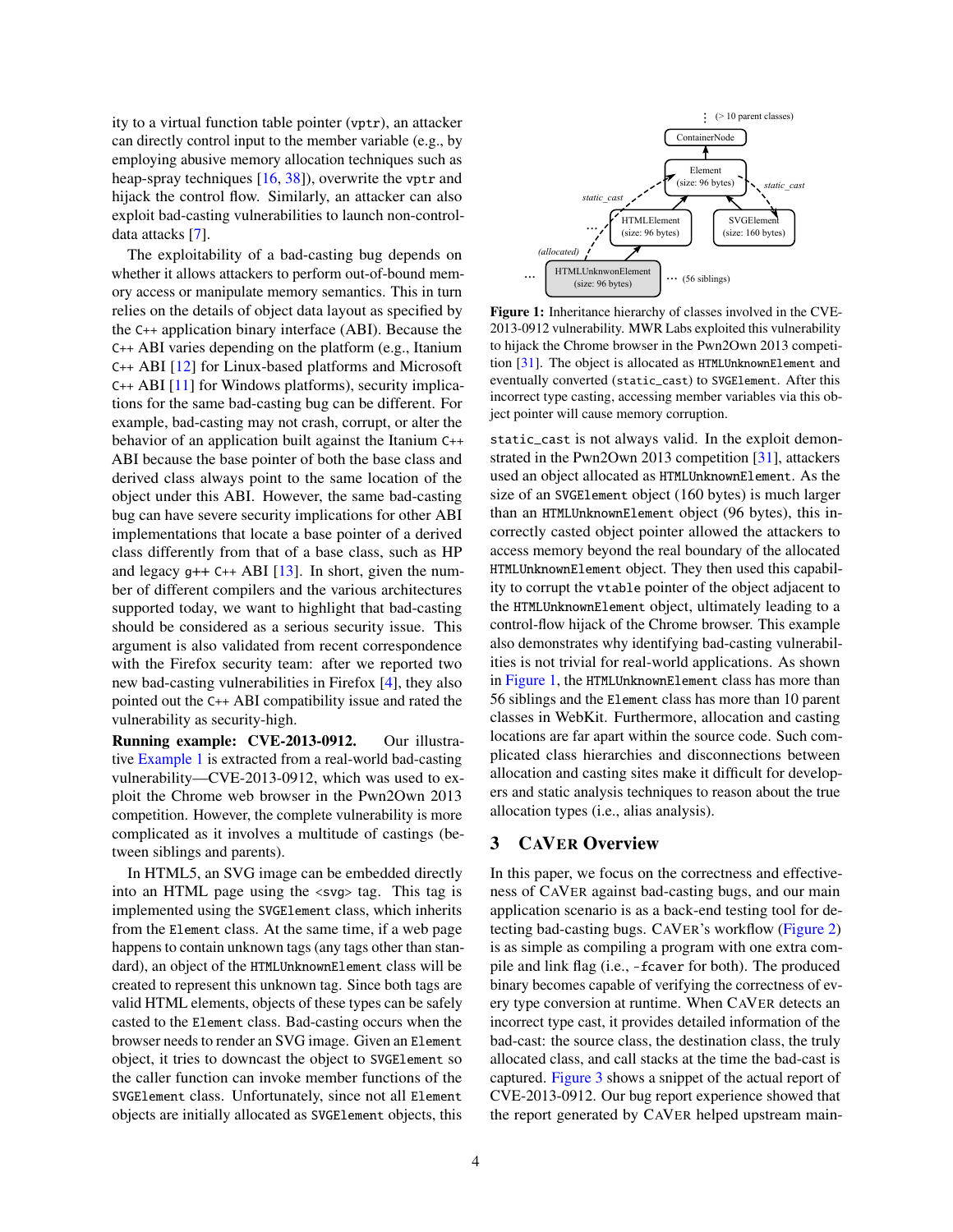ity to a virtual function table pointer (vptr), an attacker can directly control input to the member variable (e.g., by employing abusive memory allocation techniques such as heap-spray techniques [16, 38]), overwrite the vptr and hijack the control flow. Similarly, an attacker can also exploit bad-casting vulnerabilities to launch non-control-data attacks [7].

The exploitability of a bad-casting bug depends on whether it allows attackers to perform out-of-bound memory access or manipulate memory semantics. This in turn relies on the details of object data layout as specified by the C++ application binary interface (ABI). Because the C++ ABI varies depending on the platform (e.g., Itanium C++ ABI [12] for Linux-based platforms and Microsoft C++ ABI [11] for Windows platforms), security implications for the same bad-casting bug can be different. For example, bad-casting may not crash, corrupt, or alter the behavior of an application built against the Itanium C++ ABI because the base pointer of both the base class and derived class always point to the same location of the object under this ABI. However, the same bad-casting bug can have severe security implications for other ABI implementations that locate a base pointer of a derived class differently from that of a base class, such as HP and legacy g++ C++ ABI [13]. In short, given the number of different compilers and the various architectures supported today, we want to highlight that bad-casting should be considered as a serious security issue. This argument is also validated from recent correspondence with the Firefox security team: after we reported two new bad-casting vulnerabilities in Firefox [4], they also pointed out the C++ ABI compatibility issue and rated the vulnerability as security-high.

**Running example: CVE-2013-0912.** Our illustrative Example 1 is extracted from a real-world bad-casting vulnerability—CVE-2013-0912, which was used to exploit the Chrome web browser in the Pwn2Own 2013 competition. However, the complete vulnerability is more complicated as it involves a multitude of castings (between siblings and parents).

In HTML5, an SVG image can be embedded directly into an HTML page using the `<svg>` tag. This tag is implemented using the `SVGElement` class, which inherits from the `Element` class. At the same time, if a web page happens to contain unknown tags (any tags other than standard), an object of the `HTMLUnknownElement` class will be created to represent this unknown tag. Since both tags are valid HTML elements, objects of these types can be safely casted to the `Element` class. Bad-casting occurs when the browser needs to render an SVG image. Given an `Element` object, it tries to downcast the object to `SVGElement` so the caller function can invoke member functions of the `SVGElement` class. Unfortunately, since not all `Element` objects are initially allocated as `SVGElement` objects, this `static_cast` is not always valid. In the exploit demonstrated in the Pwn2Own 2013 competition [31], attackers used an object allocated as `HTMLUnknownElement`. As the size of an `SVGElement` object (160 bytes) is much larger than an `HTMLUnknownElement` object (96 bytes), this incorrectly casted object pointer allowed the attackers to access memory beyond the real boundary of the allocated `HTMLUnknownElement` object. They then used this capability to corrupt the `vtable` pointer of the object adjacent to the `HTMLUnknownElement` object, ultimately leading to a control-flow hijack of the Chrome browser. This example also demonstrates why identifying bad-casting vulnerabilities is not trivial for real-world applications. As shown in Figure 1, the `HTMLUnknownElement` class has more than 56 siblings and the `Element` class has more than 10 parent classes in WebKit. Furthermore, allocation and casting locations are far apart within the source code. Such complicated class hierarchies and disconnections between allocation and casting sites make it difficult for developers and static analysis techniques to reason about the true allocation types (i.e., alias analysis).

**Figure 1:** Inheritance hierarchy of classes involved in the CVE-2013-0912 vulnerability. MWR Labs exploited this vulnerability to hijack the Chrome browser in the Pwn2Own 2013 competition [31]. The object is allocated as `HTMLUnknownElement` and eventually converted (`static_cast`) to `SVGElement`. After this incorrect type casting, accessing member variables via this object pointer will cause memory corruption.

## 3 CaVer Overview

In this paper, we focus on the correctness and effectiveness of CaVer against bad-casting bugs, and our main application scenario is as a back-end testing tool for detecting bad-casting bugs. CaVer's workflow (Figure 2) is as simple as compiling a program with one extra compile and link flag (i.e., `-fcaver` for both). The produced binary becomes capable of verifying the correctness of every type conversion at runtime. When CaVer detects an incorrect type cast, it provides detailed information of the bad-cast: the source class, the destination class, the truly allocated class, and call stacks at the time the bad-cast is captured. Figure 3 shows a snippet of the actual report of CVE-2013-0912. Our bug report experience showed that the report generated by CaVer helped upstream main-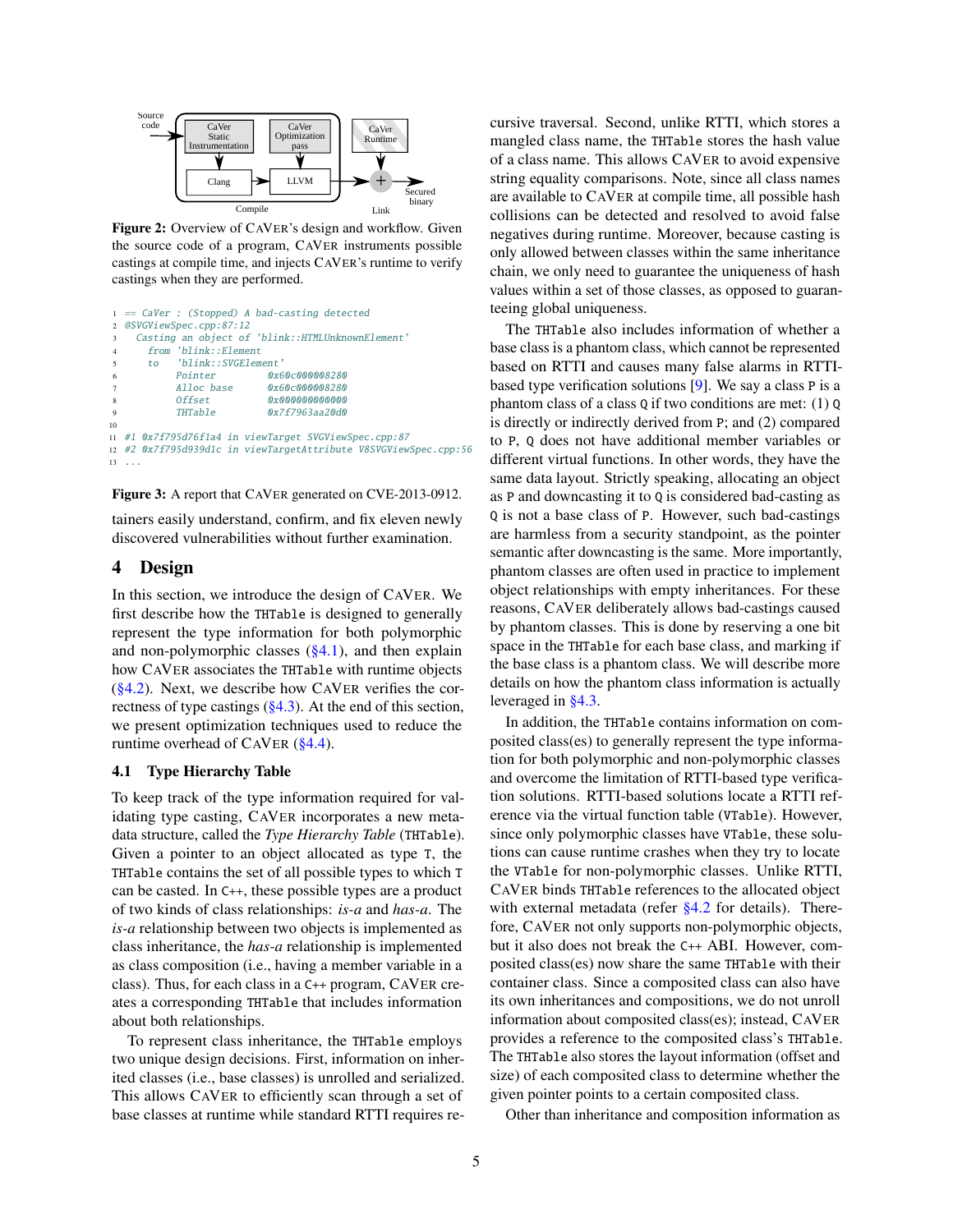Figure 2: Overview of CAVER's design and workflow. Given the source code of a program, CAVER instruments possible castings at compile time, and injects CAVER's runtime to verify castings when they are performed.

```
1  == CaVer : (Stopped) A bad-casting detected
2  @SVGViewSpec.cpp:87:12
3    Casting an object of 'blink::HTMLUnknownElement'
4      from 'blink::Element
5      to   'blink::SVGElement'
6         Pointer        0x60c000008280
7         Alloc base     0x60c000008280
8         Offset         0x000000000000
9         THTable        0x7f7963aa20d0
10
11 #1 0x7f795d76f1a4 in viewTarget SVGViewSpec.cpp:87
12 #2 0x7f795d939d1c in viewTargetAttribute V8SVGViewSpec.cpp:56
13 ...
```

Figure 3: A report that CAVER generated on CVE-2013-0912.

tainers easily understand, confirm, and fix eleven newly discovered vulnerabilities without further examination.

# 4 Design

In this section, we introduce the design of CAVER. We first describe how the THTable is designed to generally represent the type information for both polymorphic and non-polymorphic classes (§4.1), and then explain how CAVER associates the THTable with runtime objects (§4.2). Next, we describe how CAVER verifies the correctness of type castings (§4.3). At the end of this section, we present optimization techniques used to reduce the runtime overhead of CAVER (§4.4).

## 4.1 Type Hierarchy Table

To keep track of the type information required for validating type casting, CAVER incorporates a new metadata structure, called the *Type Hierarchy Table* (THTable). Given a pointer to an object allocated as type T, the THTable contains the set of all possible types to which T can be casted. In C++, these possible types are a product of two kinds of class relationships: *is-a* and *has-a*. The *is-a* relationship between two objects is implemented as class inheritance, the *has-a* relationship is implemented as class composition (i.e., having a member variable in a class). Thus, for each class in a C++ program, CAVER creates a corresponding THTable that includes information about both relationships.

To represent class inheritance, the THTable employs two unique design decisions. First, information on inherited classes (i.e., base classes) is unrolled and serialized. This allows CAVER to efficiently scan through a set of base classes at runtime while standard RTTI requires recursive traversal. Second, unlike RTTI, which stores a mangled class name, the THTable stores the hash value of a class name. This allows CAVER to avoid expensive string equality comparisons. Note, since all class names are available to CAVER at compile time, all possible hash collisions can be detected and resolved to avoid false negatives during runtime. Moreover, because casting is only allowed between classes within the same inheritance chain, we only need to guarantee the uniqueness of hash values within a set of those classes, as opposed to guaranteeing global uniqueness.

The THTable also includes information of whether a base class is a phantom class, which cannot be represented based on RTTI and causes many false alarms in RTTI-based type verification solutions [9]. We say a class P is a phantom class of a class Q if two conditions are met: (1) Q is directly or indirectly derived from P; and (2) compared to P, Q does not have additional member variables or different virtual functions. In other words, they have the same data layout. Strictly speaking, allocating an object as P and downcasting it to Q is considered bad-casting as Q is not a base class of P. However, such bad-castings are harmless from a security standpoint, as the pointer semantic after downcasting is the same. More importantly, phantom classes are often used in practice to implement object relationships with empty inheritances. For these reasons, CAVER deliberately allows bad-castings caused by phantom classes. This is done by reserving a one bit space in the THTable for each base class, and marking if the base class is a phantom class. We will describe more details on how the phantom class information is actually leveraged in §4.3.

In addition, the THTable contains information on composited class(es) to generally represent the type information for both polymorphic and non-polymorphic classes and overcome the limitation of RTTI-based type verification solutions. RTTI-based solutions locate a RTTI reference via the virtual function table (VTable). However, since only polymorphic classes have VTable, these solutions can cause runtime crashes when they try to locate the VTable for non-polymorphic classes. Unlike RTTI, CAVER binds THTable references to the allocated object with external metadata (refer §4.2 for details). Therefore, CAVER not only supports non-polymorphic objects, but it also does not break the C++ ABI. However, composited class(es) now share the same THTable with their container class. Since a composited class can also have its own inheritances and compositions, we do not unroll information about composited class(es); instead, CAVER provides a reference to the composited class's THTable. The THTable also stores the layout information (offset and size) of each composited class to determine whether the given pointer points to a certain composited class.

Other than inheritance and composition information as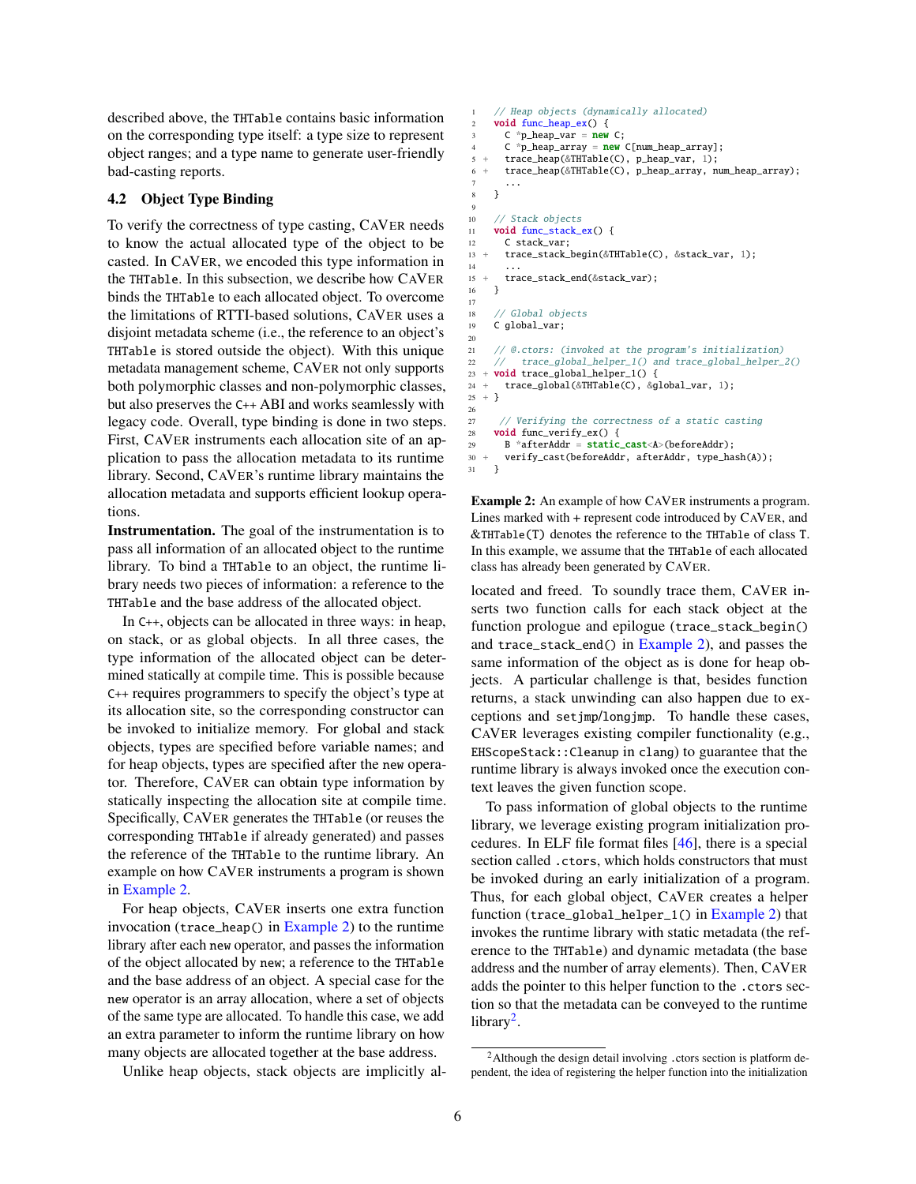described above, the THTable contains basic information on the corresponding type itself: a type size to represent object ranges; and a type name to generate user-friendly bad-casting reports.

## 4.2 Object Type Binding

To verify the correctness of type casting, CaVer needs to know the actual allocated type of the object to be casted. In CaVer, we encoded this type information in the THTable. In this subsection, we describe how CaVer binds the THTable to each allocated object. To overcome the limitations of RTTI-based solutions, CaVer uses a disjoint metadata scheme (i.e., the reference to an object's THTable is stored outside the object). With this unique metadata management scheme, CaVer not only supports both polymorphic classes and non-polymorphic classes, but also preserves the C++ ABI and works seamlessly with legacy code. Overall, type binding is done in two steps. First, CaVer instruments each allocation site of an application to pass the allocation metadata to its runtime library. Second, CaVer's runtime library maintains the allocation metadata and supports efficient lookup operations.

**Instrumentation.** The goal of the instrumentation is to pass all information of an allocated object to the runtime library. To bind a THTable to an object, the runtime library needs two pieces of information: a reference to the THTable and the base address of the allocated object.

In C++, objects can be allocated in three ways: in heap, on stack, or as global objects. In all three cases, the type information of the allocated object can be determined statically at compile time. This is possible because C++ requires programmers to specify the object's type at its allocation site, so the corresponding constructor can be invoked to initialize memory. For global and stack objects, types are specified before variable names; and for heap objects, types are specified after the new operator. Therefore, CaVer can obtain type information by statically inspecting the allocation site at compile time. Specifically, CaVer generates the THTable (or reuses the corresponding THTable if already generated) and passes the reference of the THTable to the runtime library. An example on how CaVer instruments a program is shown in Example 2.

For heap objects, CaVer inserts one extra function invocation (trace_heap() in Example 2) to the runtime library after each new operator, and passes the information of the object allocated by new; a reference to the THTable and the base address of an object. A special case for the new operator is an array allocation, where a set of objects of the same type are allocated. To handle this case, we add an extra parameter to inform the runtime library on how many objects are allocated together at the base address.

Unlike heap objects, stack objects are implicitly allocated and freed. To soundly trace them, CaVer inserts two function calls for each stack object at the function prologue and epilogue (trace_stack_begin() and trace_stack_end() in Example 2), and passes the same information of the object as is done for heap objects. A particular challenge is that, besides function returns, a stack unwinding can also happen due to exceptions and setjmp/longjmp. To handle these cases, CaVer leverages existing compiler functionality (e.g., EHScopeStack::Cleanup in clang) to guarantee that the runtime library is always invoked once the execution context leaves the given function scope.

```
1      // Heap objects (dynamically allocated)
2      void func_heap_ex() {
3        C *p_heap_var = new C;
4        C *p_heap_array = new C[num_heap_array];
5  +     trace_heap(&THTable(C), p_heap_var, 1);
6  +     trace_heap(&THTable(C), p_heap_array, num_heap_array);
7        ...
8      }
9
10     // Stack objects
11     void func_stack_ex() {
12       C stack_var;
13 +     trace_stack_begin(&THTable(C), &stack_var, 1);
14       ...
15 +     trace_stack_end(&stack_var);
16     }
17
18     // Global objects
19     C global_var;
20
21     // @.ctors: (invoked at the program's initialization)
22     //   trace_global_helper_1() and trace_global_helper_2()
23 +   void trace_global_helper_1() {
24 +     trace_global(&THTable(C), &global_var, 1);
25 +   }
26
27      // Verifying the correctness of a static casting
28     void func_verify_ex() {
29       B *afterAddr = static_cast<A>(beforeAddr);
30 +     verify_cast(beforeAddr, afterAddr, type_hash(A));
31     }
```

**Example 2:** An example of how CaVer instruments a program. Lines marked with + represent code introduced by CaVer, and &THTable(T) denotes the reference to the THTable of class T. In this example, we assume that the THTable of each allocated class has already been generated by CaVer.

To pass information of global objects to the runtime library, we leverage existing program initialization procedures. In ELF file format files [46], there is a special section called .ctors, which holds constructors that must be invoked during an early initialization of a program. Thus, for each global object, CaVer creates a helper function (trace_global_helper_1() in Example 2) that invokes the runtime library with static metadata (the reference to the THTable) and dynamic metadata (the base address and the number of array elements). Then, CaVer adds the pointer to this helper function to the .ctors section so that the metadata can be conveyed to the runtime library[2].

[2] Although the design detail involving .ctors section is platform dependent, the idea of registering the helper function into the initialization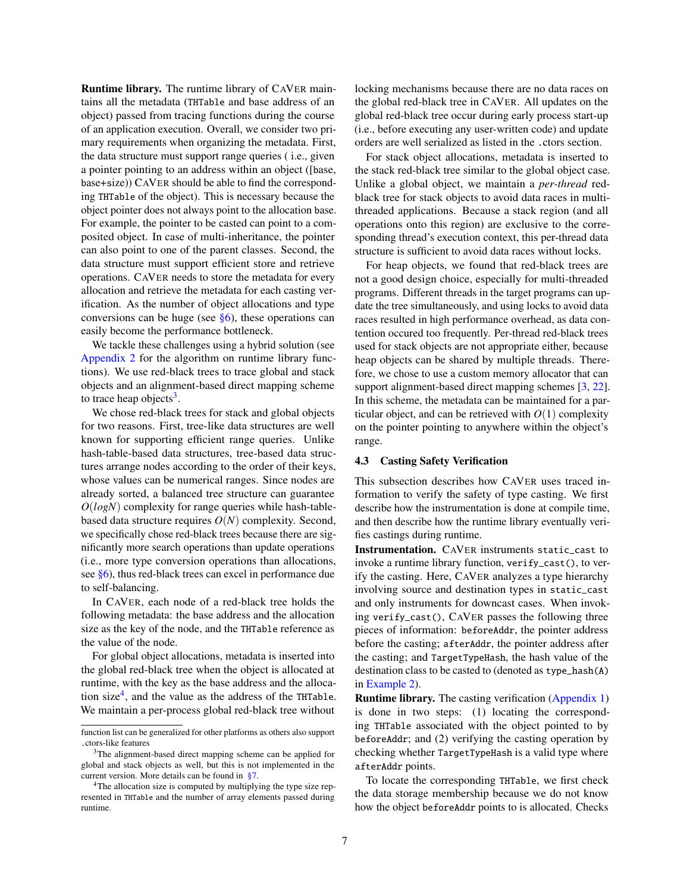**Runtime library.** The runtime library of CAVER maintains all the metadata (THTable and base address of an object) passed from tracing functions during the course of an application execution. Overall, we consider two primary requirements when organizing the metadata. First, the data structure must support range queries ( i.e., given a pointer pointing to an address within an object ([base, base+size)) CAVER should be able to find the corresponding THTable of the object). This is necessary because the object pointer does not always point to the allocation base. For example, the pointer to be casted can point to a composited object. In case of multi-inheritance, the pointer can also point to one of the parent classes. Second, the data structure must support efficient store and retrieve operations. CAVER needs to store the metadata for every allocation and retrieve the metadata for each casting verification. As the number of object allocations and type conversions can be huge (see §6), these operations can easily become the performance bottleneck.

We tackle these challenges using a hybrid solution (see Appendix 2 for the algorithm on runtime library functions). We use red-black trees to trace global and stack objects and an alignment-based direct mapping scheme to trace heap objects[3].

We chose red-black trees for stack and global objects for two reasons. First, tree-like data structures are well known for supporting efficient range queries. Unlike hash-table-based data structures, tree-based data structures arrange nodes according to the order of their keys, whose values can be numerical ranges. Since nodes are already sorted, a balanced tree structure can guarantee $O(logN)$ complexity for range queries while hash-table-based data structure requires $O(N)$ complexity. Second, we specifically chose red-black trees because there are significantly more search operations than update operations (i.e., more type conversion operations than allocations, see §6), thus red-black trees can excel in performance due to self-balancing.

In CAVER, each node of a red-black tree holds the following metadata: the base address and the allocation size as the key of the node, and the THTable reference as the value of the node.

For global object allocations, metadata is inserted into the global red-black tree when the object is allocated at runtime, with the key as the base address and the allocation size[4], and the value as the address of the THTable. We maintain a per-process global red-black tree without locking mechanisms because there are no data races on the global red-black tree in CAVER. All updates on the global red-black tree occur during early process start-up (i.e., before executing any user-written code) and update orders are well serialized as listed in the .ctors section.

For stack object allocations, metadata is inserted to the stack red-black tree similar to the global object case. Unlike a global object, we maintain a *per-thread* red-black tree for stack objects to avoid data races in multi-threaded applications. Because a stack region (and all operations onto this region) are exclusive to the corresponding thread's execution context, this per-thread data structure is sufficient to avoid data races without locks.

For heap objects, we found that red-black trees are not a good design choice, especially for multi-threaded programs. Different threads in the target programs can update the tree simultaneously, and using locks to avoid data races resulted in high performance overhead, as data contention occured too frequently. Per-thread red-black trees used for stack objects are not appropriate either, because heap objects can be shared by multiple threads. Therefore, we chose to use a custom memory allocator that can support alignment-based direct mapping schemes [3, 22]. In this scheme, the metadata can be maintained for a particular object, and can be retrieved with $O(1)$ complexity on the pointer pointing to anywhere within the object's range.

### 4.3 Casting Safety Verification

This subsection describes how CAVER uses traced information to verify the safety of type casting. We first describe how the instrumentation is done at compile time, and then describe how the runtime library eventually verifies castings during runtime.

**Instrumentation.** CAVER instruments static_cast to invoke a runtime library function, verify_cast(), to verify the casting. Here, CAVER analyzes a type hierarchy involving source and destination types in static_cast and only instruments for downcast cases. When invoking verify_cast(), CAVER passes the following three pieces of information: beforeAddr, the pointer address before the casting; afterAddr, the pointer address after the casting; and TargetTypeHash, the hash value of the destination class to be casted to (denoted as type_hash(A) in Example 2).

**Runtime library.** The casting verification (Appendix 1) is done in two steps: (1) locating the corresponding THTable associated with the object pointed to by beforeAddr; and (2) verifying the casting operation by checking whether TargetTypeHash is a valid type where afterAddr points.

To locate the corresponding THTable, we first check the data storage membership because we do not know how the object beforeAddr points to is allocated. Checks

---

function list can be generalized for other platforms as others also support .ctors-like features

[3] The alignment-based direct mapping scheme can be applied for global and stack objects as well, but this is not implemented in the current version. More details can be found in §7.

[4] The allocation size is computed by multiplying the type size represented in THTable and the number of array elements passed during runtime.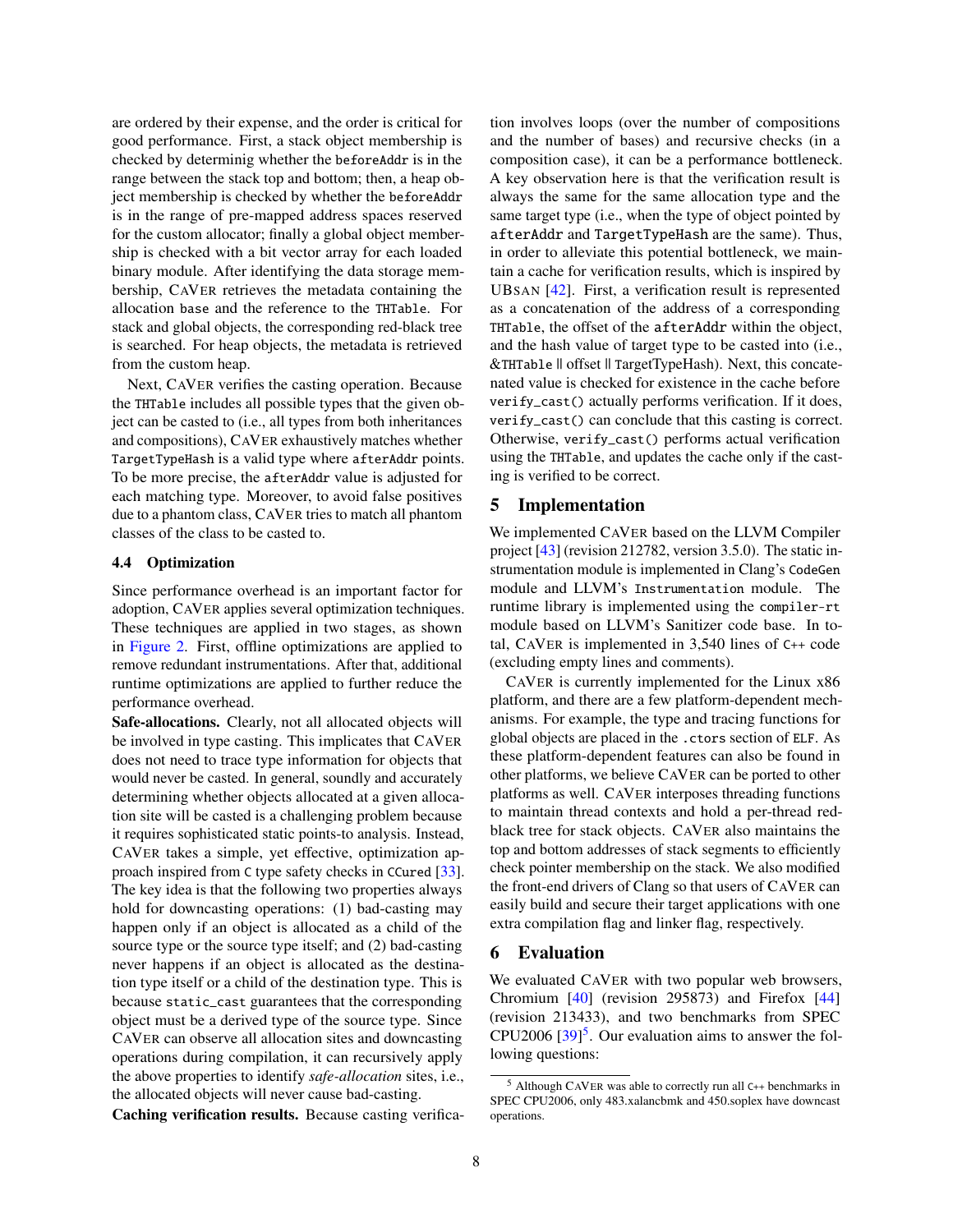are ordered by their expense, and the order is critical for good performance. First, a stack object membership is checked by determinig whether the `beforeAddr` is in the range between the stack top and bottom; then, a heap object membership is checked by whether the `beforeAddr` is in the range of pre-mapped address spaces reserved for the custom allocator; finally a global object membership is checked with a bit vector array for each loaded binary module. After identifying the data storage membership, CAVER retrieves the metadata containing the allocation base and the reference to the `THTable`. For stack and global objects, the corresponding red-black tree is searched. For heap objects, the metadata is retrieved from the custom heap.

Next, CAVER verifies the casting operation. Because the `THTable` includes all possible types that the given object can be casted to (i.e., all types from both inheritances and compositions), CAVER exhaustively matches whether `TargetTypeHash` is a valid type where `afterAddr` points. To be more precise, the `afterAddr` value is adjusted for each matching type. Moreover, to avoid false positives due to a phantom class, CAVER tries to match all phantom classes of the class to be casted to.

### 4.4 Optimization

Since performance overhead is an important factor for adoption, CAVER applies several optimization techniques. These techniques are applied in two stages, as shown in Figure 2. First, offline optimizations are applied to remove redundant instrumentations. After that, additional runtime optimizations are applied to further reduce the performance overhead.

**Safe-allocations.** Clearly, not all allocated objects will be involved in type casting. This implicates that CAVER does not need to trace type information for objects that would never be casted. In general, soundly and accurately determining whether objects allocated at a given allocation site will be casted is a challenging problem because it requires sophisticated static points-to analysis. Instead, CAVER takes a simple, yet effective, optimization approach inspired from C type safety checks in CCured [33]. The key idea is that the following two properties always hold for downcasting operations: (1) bad-casting may happen only if an object is allocated as a child of the source type or the source type itself; and (2) bad-casting never happens if an object is allocated as the destination type itself or a child of the destination type. This is because `static_cast` guarantees that the corresponding object must be a derived type of the source type. Since CAVER can observe all allocation sites and downcasting operations during compilation, it can recursively apply the above properties to identify *safe-allocation* sites, i.e., the allocated objects will never cause bad-casting.

**Caching verification results.** Because casting verification involves loops (over the number of compositions and the number of bases) and recursive checks (in a composition case), it can be a performance bottleneck. A key observation here is that the verification result is always the same for the same allocation type and the same target type (i.e., when the type of object pointed by `afterAddr` and `TargetTypeHash` are the same). Thus, in order to alleviate this potential bottleneck, we maintain a cache for verification results, which is inspired by UBSAN [42]. First, a verification result is represented as a concatenation of the address of a corresponding `THTable`, the offset of the `afterAddr` within the object, and the hash value of target type to be casted into (i.e., &THTable || offset || TargetTypeHash). Next, this concatenated value is checked for existence in the cache before `verify_cast()` actually performs verification. If it does, `verify_cast()` can conclude that this casting is correct. Otherwise, `verify_cast()` performs actual verification using the `THTable`, and updates the cache only if the casting is verified to be correct.

## 5 Implementation

We implemented CAVER based on the LLVM Compiler project [43] (revision 212782, version 3.5.0). The static instrumentation module is implemented in Clang's `CodeGen` module and LLVM's `Instrumentation` module. The runtime library is implemented using the `compiler-rt` module based on LLVM's Sanitizer code base. In total, CAVER is implemented in 3,540 lines of C++ code (excluding empty lines and comments).

CAVER is currently implemented for the Linux x86 platform, and there are a few platform-dependent mechanisms. For example, the type and tracing functions for global objects are placed in the `.ctors` section of ELF. As these platform-dependent features can also be found in other platforms, we believe CAVER can be ported to other platforms as well. CAVER interposes threading functions to maintain thread contexts and hold a per-thread red-black tree for stack objects. CAVER also maintains the top and bottom addresses of stack segments to efficiently check pointer membership on the stack. We also modified the front-end drivers of Clang so that users of CAVER can easily build and secure their target applications with one extra compilation flag and linker flag, respectively.

## 6 Evaluation

We evaluated CAVER with two popular web browsers, Chromium [40] (revision 295873) and Firefox [44] (revision 213433), and two benchmarks from SPEC CPU2006 [39][5]. Our evaluation aims to answer the following questions:

[5] Although CAVER was able to correctly run all C++ benchmarks in SPEC CPU2006, only 483.xalancbmk and 450.soplex have downcast operations.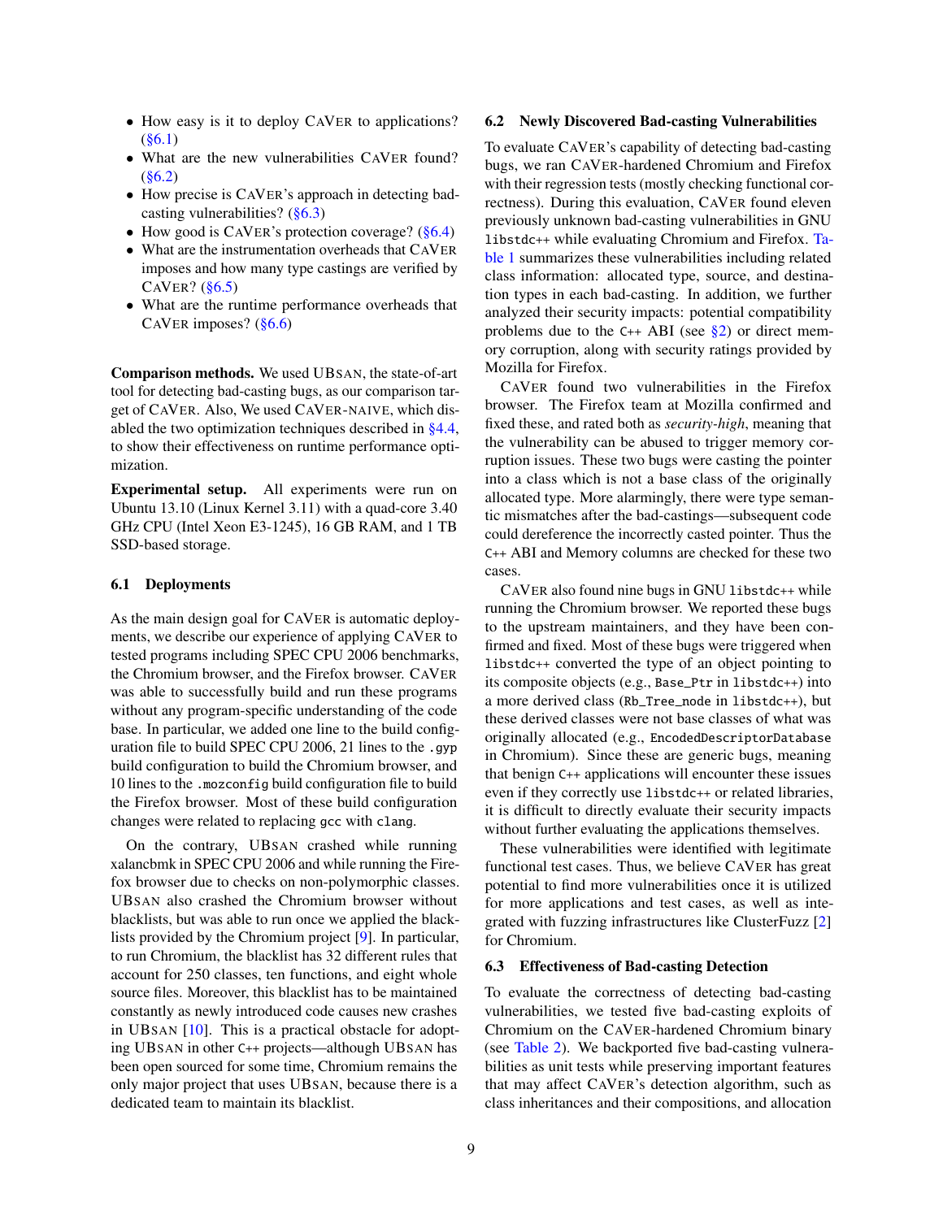- How easy is it to deploy CAVER to applications? (§6.1)
- What are the new vulnerabilities CAVER found? (§6.2)
- How precise is CAVER's approach in detecting bad-casting vulnerabilities? (§6.3)
- How good is CAVER's protection coverage? (§6.4)
- What are the instrumentation overheads that CAVER imposes and how many type castings are verified by CAVER? (§6.5)
- What are the runtime performance overheads that CAVER imposes? (§6.6)

**Comparison methods.** We used UBSAN, the state-of-art tool for detecting bad-casting bugs, as our comparison target of CAVER. Also, We used CAVER-NAIVE, which disabled the two optimization techniques described in §4.4, to show their effectiveness on runtime performance optimization.

**Experimental setup.** All experiments were run on Ubuntu 13.10 (Linux Kernel 3.11) with a quad-core 3.40 GHz CPU (Intel Xeon E3-1245), 16 GB RAM, and 1 TB SSD-based storage.

### 6.1 Deployments

As the main design goal for CAVER is automatic deployments, we describe our experience of applying CAVER to tested programs including SPEC CPU 2006 benchmarks, the Chromium browser, and the Firefox browser. CAVER was able to successfully build and run these programs without any program-specific understanding of the code base. In particular, we added one line to the build configuration file to build SPEC CPU 2006, 21 lines to the `.gyp` build configuration to build the Chromium browser, and 10 lines to the `.mozconfig` build configuration file to build the Firefox browser. Most of these build configuration changes were related to replacing `gcc` with `clang`.

On the contrary, UBSAN crashed while running xalancbmk in SPEC CPU 2006 and while running the Firefox browser due to checks on non-polymorphic classes. UBSAN also crashed the Chromium browser without blacklists, but was able to run once we applied the blacklists provided by the Chromium project [9]. In particular, to run Chromium, the blacklist has 32 different rules that account for 250 classes, ten functions, and eight whole source files. Moreover, this blacklist has to be maintained constantly as newly introduced code causes new crashes in UBSAN [10]. This is a practical obstacle for adopting UBSAN in other C++ projects—although UBSAN has been open sourced for some time, Chromium remains the only major project that uses UBSAN, because there is a dedicated team to maintain its blacklist.

### 6.2 Newly Discovered Bad-casting Vulnerabilities

To evaluate CAVER's capability of detecting bad-casting bugs, we ran CAVER-hardened Chromium and Firefox with their regression tests (mostly checking functional correctness). During this evaluation, CAVER found eleven previously unknown bad-casting vulnerabilities in GNU `libstdc++` while evaluating Chromium and Firefox. Table 1 summarizes these vulnerabilities including related class information: allocated type, source, and destination types in each bad-casting. In addition, we further analyzed their security impacts: potential compatibility problems due to the C++ ABI (see §2) or direct memory corruption, along with security ratings provided by Mozilla for Firefox.

CAVER found two vulnerabilities in the Firefox browser. The Firefox team at Mozilla confirmed and fixed these, and rated both as *security-high*, meaning that the vulnerability can be abused to trigger memory corruption issues. These two bugs were casting the pointer into a class which is not a base class of the originally allocated type. More alarmingly, there were type semantic mismatches after the bad-castings—subsequent code could dereference the incorrectly casted pointer. Thus the C++ ABI and Memory columns are checked for these two cases.

CAVER also found nine bugs in GNU `libstdc++` while running the Chromium browser. We reported these bugs to the upstream maintainers, and they have been confirmed and fixed. Most of these bugs were triggered when `libstdc++` converted the type of an object pointing to its composite objects (e.g., `Base_Ptr` in `libstdc++`) into a more derived class (`Rb_Tree_node` in `libstdc++`), but these derived classes were not base classes of what was originally allocated (e.g., `EncodedDescriptorDatabase` in Chromium). Since these are generic bugs, meaning that benign C++ applications will encounter these issues even if they correctly use `libstdc++` or related libraries, it is difficult to directly evaluate their security impacts without further evaluating the applications themselves.

These vulnerabilities were identified with legitimate functional test cases. Thus, we believe CAVER has great potential to find more vulnerabilities once it is utilized for more applications and test cases, as well as integrated with fuzzing infrastructures like ClusterFuzz [2] for Chromium.

### 6.3 Effectiveness of Bad-casting Detection

To evaluate the correctness of detecting bad-casting vulnerabilities, we tested five bad-casting exploits of Chromium on the CAVER-hardened Chromium binary (see Table 2). We backported five bad-casting vulnerabilities as unit tests while preserving important features that may affect CAVER's detection algorithm, such as class inheritances and their compositions, and allocation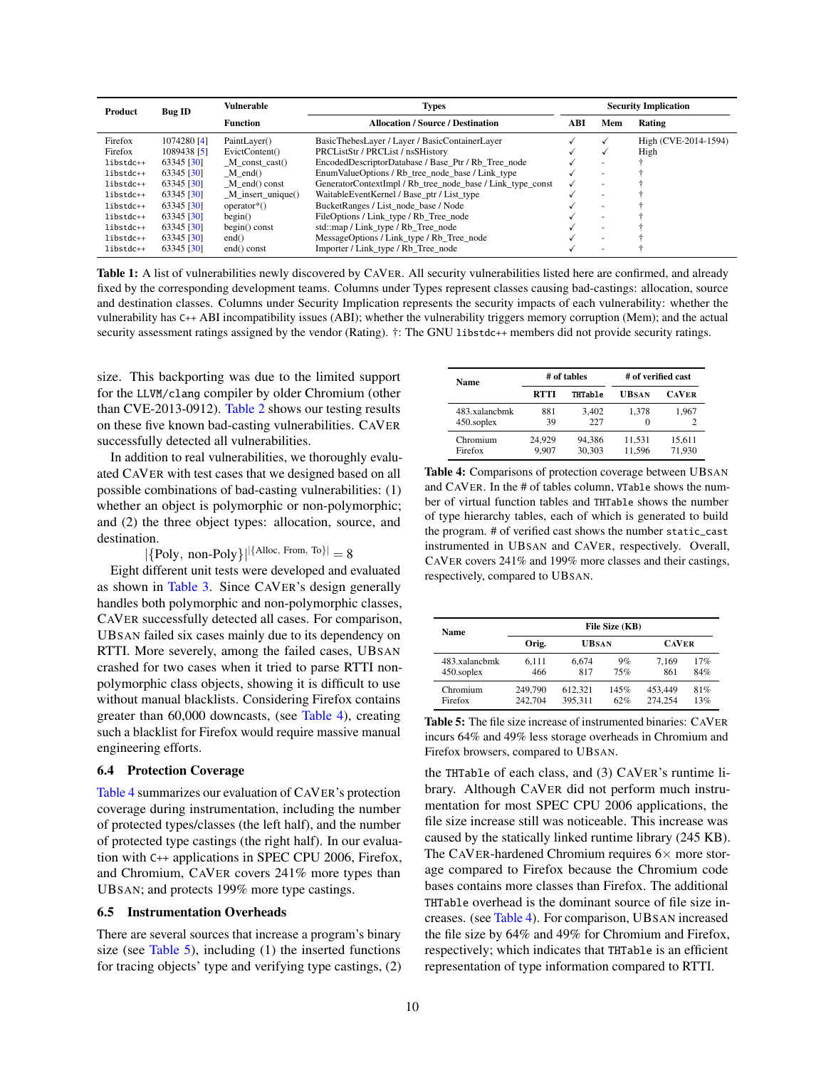| Product | Bug ID | Vulnerable Function | Types Allocation / Source / Destination | Security Implication ABI | Mem | Rating |
|---|---|---|---|---|---|---|
| Firefox | 1074280 [4] | PaintLayer() | BasicThebesLayer / Layer / BasicContainerLayer | ✓ | ✓ | High (CVE-2014-1594) |
| Firefox | 1089438 [5] | EvictContent() | PRCListStr / PRCList / nsSHistory | ✓ | ✓ | High |
| libstdc++ | 63345 [30] | _M_const_cast() | EncodedDescriptorDatabase / Base_Ptr / Rb_Tree_node | ✓ | - | † |
| libstdc++ | 63345 [30] | _M_end() | EnumValueOptions / Rb_tree_node_base / Link_type | ✓ | - | † |
| libstdc++ | 63345 [30] | _M_end() const | GeneratorContextImpl / Rb_tree_node_base / Link_type_const | ✓ | - | † |
| libstdc++ | 63345 [30] | _M_insert_unique() | WaitableEventKernel / Base_ptr / List_type | ✓ | - | † |
| libstdc++ | 63345 [30] | operator*() | BucketRanges / List_node_base / Node | ✓ | - | † |
| libstdc++ | 63345 [30] | begin() | FileOptions / Link_type / Rb_Tree_node | ✓ | - | † |
| libstdc++ | 63345 [30] | begin() const | std::map / Link_type / Rb_Tree_node | ✓ | - | † |
| libstdc++ | 63345 [30] | end() | MessageOptions / Link_type / Rb_Tree_node | ✓ | - | † |
| libstdc++ | 63345 [30] | end() const | Importer / Link_type / Rb_Tree_node | ✓ | - | † |

**Table 1:** A list of vulnerabilities newly discovered by CAVER. All security vulnerabilities listed here are confirmed, and already fixed by the corresponding development teams. Columns under Types represent classes causing bad-castings: allocation, source and destination classes. Columns under Security Implication represents the security impacts of each vulnerability: whether the vulnerability has C++ ABI incompatibility issues (ABI); whether the vulnerability triggers memory corruption (Mem); and the actual security assessment ratings assigned by the vendor (Rating). †: The GNU libstdc++ members did not provide security ratings.

size. This backporting was due to the limited support for the LLVM/clang compiler by older Chromium (other than CVE-2013-0912). Table 2 shows our testing results on these five known bad-casting vulnerabilities. CAVER successfully detected all vulnerabilities.

In addition to real vulnerabilities, we thoroughly evaluated CAVER with test cases that we designed based on all possible combinations of bad-casting vulnerabilities: (1) whether an object is polymorphic or non-polymorphic; and (2) the three object types: allocation, source, and destination.

$$|\{\text{Poly, non-Poly}\}|^{|\{\text{Alloc, From, To}\}|} = 8$$

Eight different unit tests were developed and evaluated as shown in Table 3. Since CAVER's design generally handles both polymorphic and non-polymorphic classes, CAVER successfully detected all cases. For comparison, UBSAN failed six cases mainly due to its dependency on RTTI. More severely, among the failed cases, UBSAN crashed for two cases when it tried to parse RTTI non-polymorphic class objects, showing it is difficult to use without manual blacklists. Considering Firefox contains greater than 60,000 downcasts, (see Table 4), creating such a blacklist for Firefox would require massive manual engineering efforts.

### 6.4 Protection Coverage

Table 4 summarizes our evaluation of CAVER's protection coverage during instrumentation, including the number of protected types/classes (the left half), and the number of protected type castings (the right half). In our evaluation with C++ applications in SPEC CPU 2006, Firefox, and Chromium, CAVER covers 241% more types than UBSAN; and protects 199% more type castings.

### 6.5 Instrumentation Overheads

There are several sources that increase a program's binary size (see Table 5), including (1) the inserted functions for tracing objects' type and verifying type castings, (2) the THTable of each class, and (3) CAVER's runtime library. Although CAVER did not perform much instrumentation for most SPEC CPU 2006 applications, the file size increase still was noticeable. This increase was caused by the statically linked runtime library (245 KB). The CAVER-hardened Chromium requires 6× more storage compared to Firefox because the Chromium code bases contains more classes than Firefox. The additional THTable overhead is the dominant source of file size increases. (see Table 4). For comparison, UBSAN increased the file size by 64% and 49% for Chromium and Firefox, respectively; which indicates that THTable is an efficient representation of type information compared to RTTI.

| Name | # of tables RTTI | THTable | # of verified cast UBSAN | CAVER |
|---|---|---|---|---|
| 483.xalancbmk | 881 | 3,402 | 1,378 | 1,967 |
| 450.soplex | 39 | 227 | 0 | 2 |
| Chromium | 24,929 | 94,386 | 11,531 | 15,611 |
| Firefox | 9,907 | 30,303 | 11,596 | 71,930 |

**Table 4:** Comparisons of protection coverage between UBSAN and CAVER. In the # of tables column, VTable shows the number of virtual function tables and THTable shows the number of type hierarchy tables, each of which is generated to build the program. # of verified cast shows the number static_cast instrumented in UBSAN and CAVER, respectively. Overall, CAVER covers 241% and 199% more classes and their castings, respectively, compared to UBSAN.

| Name | File Size (KB) Orig. | UBSAN | | CAVER | |
|---|---|---|---|---|---|
| 483.xalancbmk | 6,111 | 6,674 | 9% | 7,169 | 17% |
| 450.soplex | 466 | 817 | 75% | 861 | 84% |
| Chromium | 249,790 | 612,321 | 145% | 453,449 | 81% |
| Firefox | 242,704 | 395,311 | 62% | 274,254 | 13% |

**Table 5:** The file size increase of instrumented binaries: CAVER incurs 64% and 49% less storage overheads in Chromium and Firefox browsers, compared to UBSAN.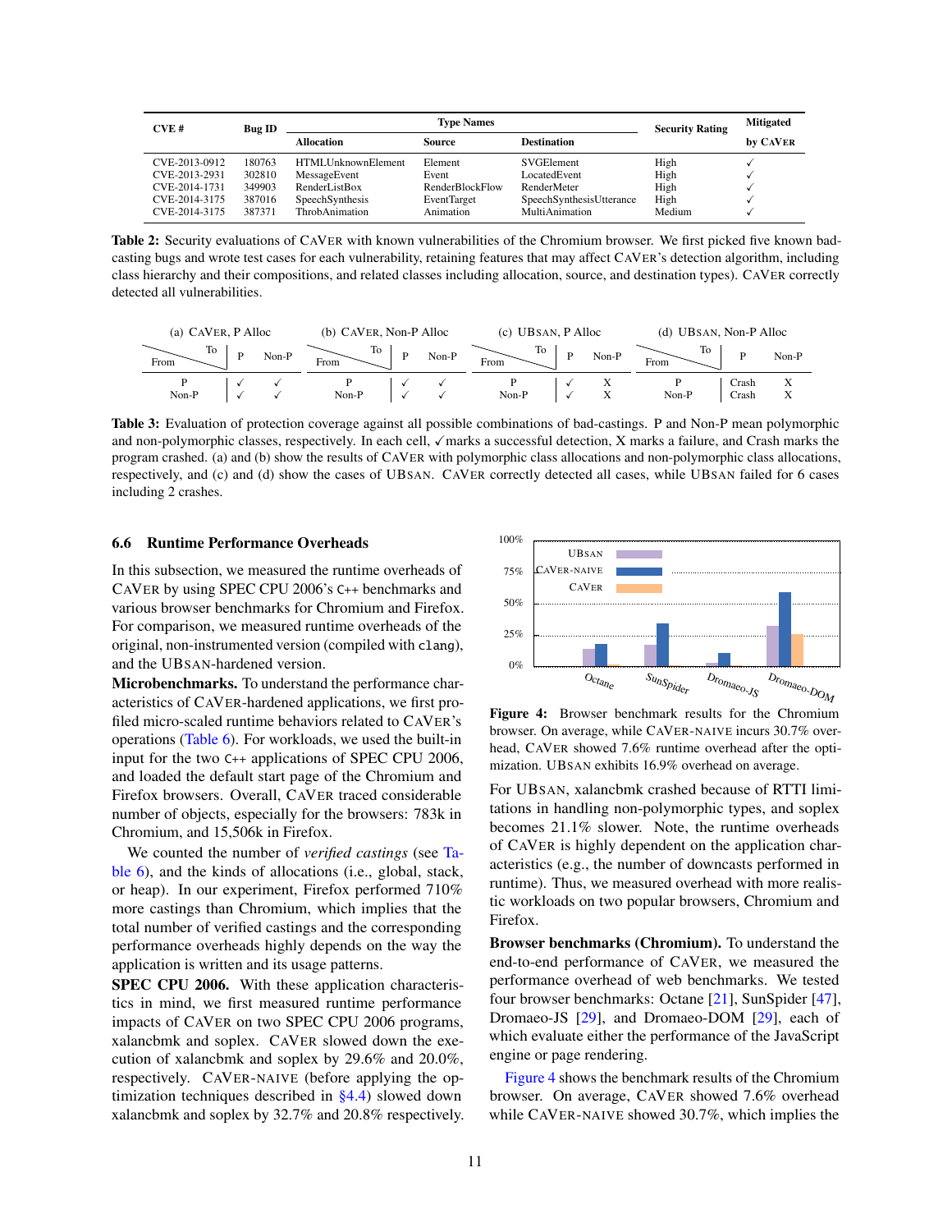| CVE # | Bug ID | Type Names | | | Security Rating | Mitigated by CAVER |
|---|---|---|---|---|---|---|
| | | Allocation | Source | Destination | | |
| CVE-2013-0912 | 180763 | HTMLUnknownElement | Element | SVGElement | High | ✓ |
| CVE-2013-2931 | 302810 | MessageEvent | Event | LocatedEvent | High | ✓ |
| CVE-2014-1731 | 349903 | RenderListBox | RenderBlockFlow | RenderMeter | High | ✓ |
| CVE-2014-3175 | 387016 | SpeechSynthesis | EventTarget | SpeechSynthesisUtterance | High | ✓ |
| CVE-2014-3175 | 387371 | ThrobAnimation | Animation | MultiAnimation | Medium | ✓ |

**Table 2:** Security evaluations of CAVER with known vulnerabilities of the Chromium browser. We first picked five known bad-casting bugs and wrote test cases for each vulnerability, retaining features that may affect CAVER's detection algorithm, including class hierarchy and their compositions, and related classes including allocation, source, and destination types). CAVER correctly detected all vulnerabilities.

(a) CAVER, P Alloc

| From \ To | P | Non-P |
|---|---|---|
| P | ✓ | ✓ |
| Non-P | ✓ | ✓ |

(b) CAVER, Non-P Alloc

| From \ To | P | Non-P |
|---|---|---|
| P | ✓ | ✓ |
| Non-P | ✓ | ✓ |

(c) UBSAN, P Alloc

| From \ To | P | Non-P |
|---|---|---|
| P | ✓ | X |
| Non-P | ✓ | X |

(d) UBSAN, Non-P Alloc

| From \ To | P | Non-P |
|---|---|---|
| P | Crash | X |
| Non-P | Crash | X |

**Table 3:** Evaluation of protection coverage against all possible combinations of bad-castings. P and Non-P mean polymorphic and non-polymorphic classes, respectively. In each cell, ✓marks a successful detection, X marks a failure, and Crash marks the program crashed. (a) and (b) show the results of CAVER with polymorphic class allocations and non-polymorphic class allocations, respectively, and (c) and (d) show the cases of UBSAN. CAVER correctly detected all cases, while UBSAN failed for 6 cases including 2 crashes.

### 6.6 Runtime Performance Overheads

In this subsection, we measured the runtime overheads of CAVER by using SPEC CPU 2006's C++ benchmarks and various browser benchmarks for Chromium and Firefox. For comparison, we measured runtime overheads of the original, non-instrumented version (compiled with `clang`), and the UBSAN-hardened version.

**Microbenchmarks.** To understand the performance characteristics of CAVER-hardened applications, we first profiled micro-scaled runtime behaviors related to CAVER's operations (Table 6). For workloads, we used the built-in input for the two C++ applications of SPEC CPU 2006, and loaded the default start page of the Chromium and Firefox browsers. Overall, CAVER traced considerable number of objects, especially for the browsers: 783k in Chromium, and 15,506k in Firefox.

We counted the number of *verified castings* (see Table 6), and the kinds of allocations (i.e., global, stack, or heap). In our experiment, Firefox performed 710% more castings than Chromium, which implies that the total number of verified castings and the corresponding performance overheads highly depends on the way the application is written and its usage patterns.

**SPEC CPU 2006.** With these application characteristics in mind, we first measured runtime performance impacts of CAVER on two SPEC CPU 2006 programs, xalancbmk and soplex. CAVER slowed down the execution of xalancbmk and soplex by 29.6% and 20.0%, respectively. CAVER-NAIVE (before applying the optimization techniques described in §4.4) slowed down xalancbmk and soplex by 32.7% and 20.8% respectively.

**Figure 4:** Browser benchmark results for the Chromium browser. On average, while CAVER-NAIVE incurs 30.7% overhead, CAVER showed 7.6% runtime overhead after the optimization. UBSAN exhibits 16.9% overhead on average.

For UBSAN, xalancbmk crashed because of RTTI limitations in handling non-polymorphic types, and soplex becomes 21.1% slower. Note, the runtime overheads of CAVER is highly dependent on the application characteristics (e.g., the number of downcasts performed in runtime). Thus, we measured overhead with more realistic workloads on two popular browsers, Chromium and Firefox.

**Browser benchmarks (Chromium).** To understand the end-to-end performance of CAVER, we measured the performance overhead of web benchmarks. We tested four browser benchmarks: Octane [21], SunSpider [47], Dromaeo-JS [29], and Dromaeo-DOM [29], each of which evaluate either the performance of the JavaScript engine or page rendering.

Figure 4 shows the benchmark results of the Chromium browser. On average, CAVER showed 7.6% overhead while CAVER-NAIVE showed 30.7%, which implies the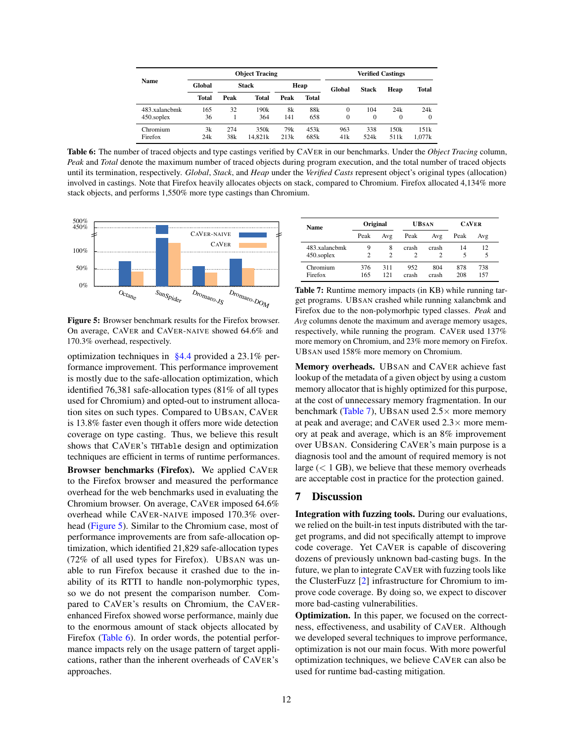| Name | Object Tracing | | | | | Verified Castings | | | |
|---|---|---|---|---|---|---|---|---|---|
| | Global | Stack | | Heap | | Global | Stack | Heap | Total |
| | Total | Peak | Total | Peak | Total | | | | |
| 483.xalancbmk | 165 | 32 | 190k | 8k | 88k | 0 | 104 | 24k | 24k |
| 450.soplex | 36 | 1 | 364 | 141 | 658 | 0 | 0 | 0 | 0 |
| Chromium | 3k | 274 | 350k | 79k | 453k | 963 | 338 | 150k | 151k |
| Firefox | 24k | 38k | 14,821k | 213k | 685k | 41k | 524k | 511k | 1,077k |

**Table 6:** The number of traced objects and type castings verified by CAVER in our benchmarks. Under the *Object Tracing* column, *Peak* and *Total* denote the maximum number of traced objects during program execution, and the total number of traced objects until its termination, respectively. *Global*, *Stack*, and *Heap* under the *Verified Casts* represent object's original types (allocation) involved in castings. Note that Firefox heavily allocates objects on stack, compared to Chromium. Firefox allocated 4,134% more stack objects, and performs 1,550% more type castings than Chromium.

**Figure 5:** Browser benchmark results for the Firefox browser. On average, CAVER and CAVER-NAIVE showed 64.6% and 170.3% overhead, respectively.

optimization techniques in §4.4 provided a 23.1% performance improvement. This performance improvement is mostly due to the safe-allocation optimization, which identified 76,381 safe-allocation types (81% of all types used for Chromium) and opted-out to instrument allocation sites on such types. Compared to UBSAN, CAVER is 13.8% faster even though it offers more wide detection coverage on type casting. Thus, we believe this result shows that CAVER's `THTable` design and optimization techniques are efficient in terms of runtime performances.

**Browser benchmarks (Firefox).** We applied CAVER to the Firefox browser and measured the performance overhead for the web benchmarks used in evaluating the Chromium browser. On average, CAVER imposed 64.6% overhead while CAVER-NAIVE imposed 170.3% overhead (Figure 5). Similar to the Chromium case, most of performance improvements are from safe-allocation optimization, which identified 21,829 safe-allocation types (72% of all used types for Firefox). UBSAN was unable to run Firefox because it crashed due to the inability of its RTTI to handle non-polymorphic types, so we do not present the comparison number. Compared to CAVER's results on Chromium, the CAVER-enhanced Firefox showed worse performance, mainly due to the enormous amount of stack objects allocated by Firefox (Table 6). In order words, the potential performance impacts rely on the usage pattern of target applications, rather than the inherent overheads of CAVER's approaches.

| Name | Original | | UBSAN | | CAVER | |
|---|---|---|---|---|---|---|
| | Peak | Avg | Peak | Avg | Peak | Avg |
| 483.xalancbmk | 9 | 8 | crash | crash | 14 | 12 |
| 450.soplex | 2 | 2 | 2 | 2 | 5 | 5 |
| Chromium | 376 | 311 | 952 | 804 | 878 | 738 |
| Firefox | 165 | 121 | crash | crash | 208 | 157 |

**Table 7:** Runtime memory impacts (in KB) while running target programs. UBSAN crashed while running xalancbmk and Firefox due to the non-polymorhpic typed classes. *Peak* and *Avg* columns denote the maximum and average memory usages, respectively, while running the program. CAVER used 137% more memory on Chromium, and 23% more memory on Firefox. UBSAN used 158% more memory on Chromium.

**Memory overheads.** UBSAN and CAVER achieve fast lookup of the metadata of a given object by using a custom memory allocator that is highly optimized for this purpose, at the cost of unnecessary memory fragmentation. In our benchmark (Table 7), UBSAN used 2.5× more memory at peak and average; and CAVER used 2.3× more memory at peak and average, which is an 8% improvement over UBSAN. Considering CAVER's main purpose is a diagnosis tool and the amount of required memory is not large (< 1 GB), we believe that these memory overheads are acceptable cost in practice for the protection gained.

## 7 Discussion

**Integration with fuzzing tools.** During our evaluations, we relied on the built-in test inputs distributed with the target programs, and did not specifically attempt to improve code coverage. Yet CAVER is capable of discovering dozens of previously unknown bad-casting bugs. In the future, we plan to integrate CAVER with fuzzing tools like the ClusterFuzz [2] infrastructure for Chromium to improve code coverage. By doing so, we expect to discover more bad-casting vulnerabilities.

**Optimization.** In this paper, we focused on the correctness, effectiveness, and usability of CAVER. Although we developed several techniques to improve performance, optimization is not our main focus. With more powerful optimization techniques, we believe CAVER can also be used for runtime bad-casting mitigation.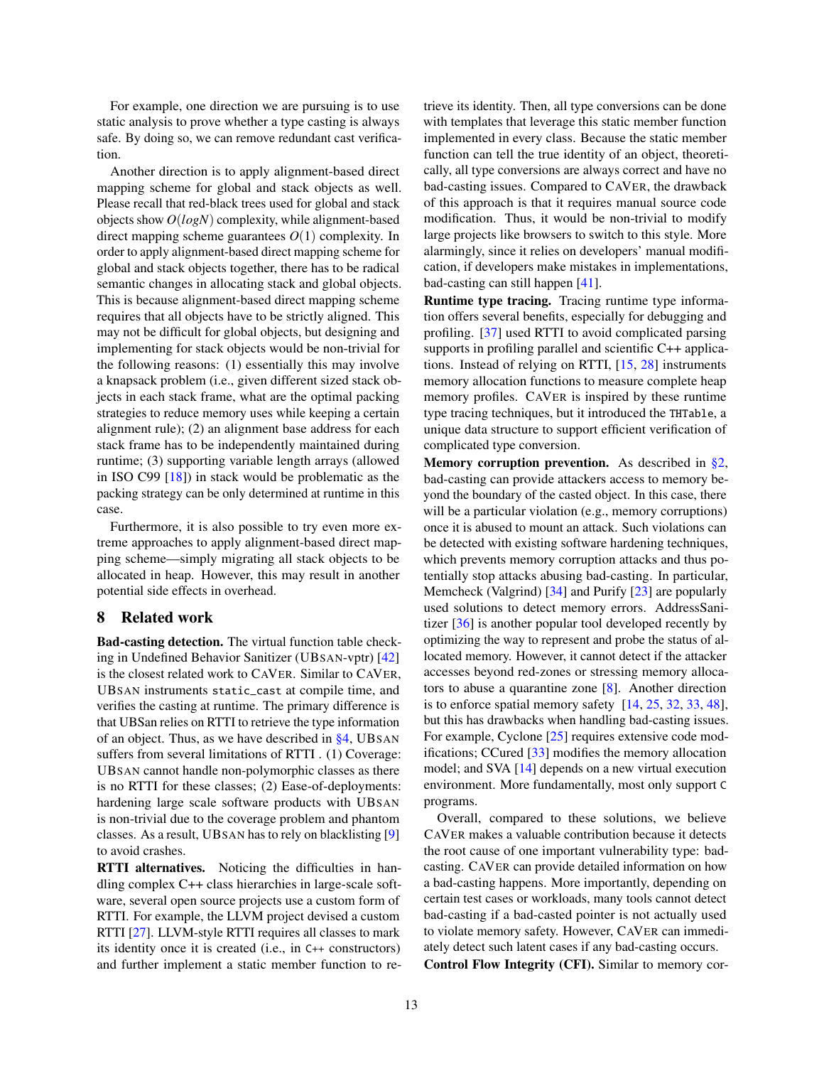For example, one direction we are pursuing is to use static analysis to prove whether a type casting is always safe. By doing so, we can remove redundant cast verification.

Another direction is to apply alignment-based direct mapping scheme for global and stack objects as well. Please recall that red-black trees used for global and stack objects show $O(logN)$ complexity, while alignment-based direct mapping scheme guarantees $O(1)$ complexity. In order to apply alignment-based direct mapping scheme for global and stack objects together, there has to be radical semantic changes in allocating stack and global objects. This is because alignment-based direct mapping scheme requires that all objects have to be strictly aligned. This may not be difficult for global objects, but designing and implementing for stack objects would be non-trivial for the following reasons: (1) essentially this may involve a knapsack problem (i.e., given different sized stack objects in each stack frame, what are the optimal packing strategies to reduce memory uses while keeping a certain alignment rule); (2) an alignment base address for each stack frame has to be independently maintained during runtime; (3) supporting variable length arrays (allowed in ISO C99 [18]) in stack would be problematic as the packing strategy can be only determined at runtime in this case.

Furthermore, it is also possible to try even more extreme approaches to apply alignment-based direct mapping scheme—simply migrating all stack objects to be allocated in heap. However, this may result in another potential side effects in overhead.

## 8 Related work

**Bad-casting detection.** The virtual function table checking in Undefined Behavior Sanitizer (UBSAN-vptr) [42] is the closest related work to CAVER. Similar to CAVER, UBSAN instruments `static_cast` at compile time, and verifies the casting at runtime. The primary difference is that UBSan relies on RTTI to retrieve the type information of an object. Thus, as we have described in §4, UBSAN suffers from several limitations of RTTI . (1) Coverage: UBSAN cannot handle non-polymorphic classes as there is no RTTI for these classes; (2) Ease-of-deployments: hardening large scale software products with UBSAN is non-trivial due to the coverage problem and phantom classes. As a result, UBSAN has to rely on blacklisting [9] to avoid crashes.

**RTTI alternatives.** Noticing the difficulties in handling complex C++ class hierarchies in large-scale software, several open source projects use a custom form of RTTI. For example, the LLVM project devised a custom RTTI [27]. LLVM-style RTTI requires all classes to mark its identity once it is created (i.e., in C++ constructors) and further implement a static member function to retrieve its identity. Then, all type conversions can be done with templates that leverage this static member function implemented in every class. Because the static member function can tell the true identity of an object, theoretically, all type conversions are always correct and have no bad-casting issues. Compared to CAVER, the drawback of this approach is that it requires manual source code modification. Thus, it would be non-trivial to modify large projects like browsers to switch to this style. More alarmingly, since it relies on developers' manual modification, if developers make mistakes in implementations, bad-casting can still happen [41].

**Runtime type tracing.** Tracing runtime type information offers several benefits, especially for debugging and profiling. [37] used RTTI to avoid complicated parsing supports in profiling parallel and scientific C++ applications. Instead of relying on RTTI, [15, 28] instruments memory allocation functions to measure complete heap memory profiles. CAVER is inspired by these runtime type tracing techniques, but it introduced the `THTable`, a unique data structure to support efficient verification of complicated type conversion.

**Memory corruption prevention.** As described in §2, bad-casting can provide attackers access to memory beyond the boundary of the casted object. In this case, there will be a particular violation (e.g., memory corruptions) once it is abused to mount an attack. Such violations can be detected with existing software hardening techniques, which prevents memory corruption attacks and thus potentially stop attacks abusing bad-casting. In particular, Memcheck (Valgrind) [34] and Purify [23] are popularly used solutions to detect memory errors. AddressSanitizer [36] is another popular tool developed recently by optimizing the way to represent and probe the status of allocated memory. However, it cannot detect if the attacker accesses beyond red-zones or stressing memory allocators to abuse a quarantine zone [8]. Another direction is to enforce spatial memory safety [14, 25, 32, 33, 48], but this has drawbacks when handling bad-casting issues. For example, Cyclone [25] requires extensive code modifications; CCured [33] modifies the memory allocation model; and SVA [14] depends on a new virtual execution environment. More fundamentally, most only support C programs.

Overall, compared to these solutions, we believe CAVER makes a valuable contribution because it detects the root cause of one important vulnerability type: bad-casting. CAVER can provide detailed information on how a bad-casting happens. More importantly, depending on certain test cases or workloads, many tools cannot detect bad-casting if a bad-casted pointer is not actually used to violate memory safety. However, CAVER can immediately detect such latent cases if any bad-casting occurs.

**Control Flow Integrity (CFI).** Similar to memory cor-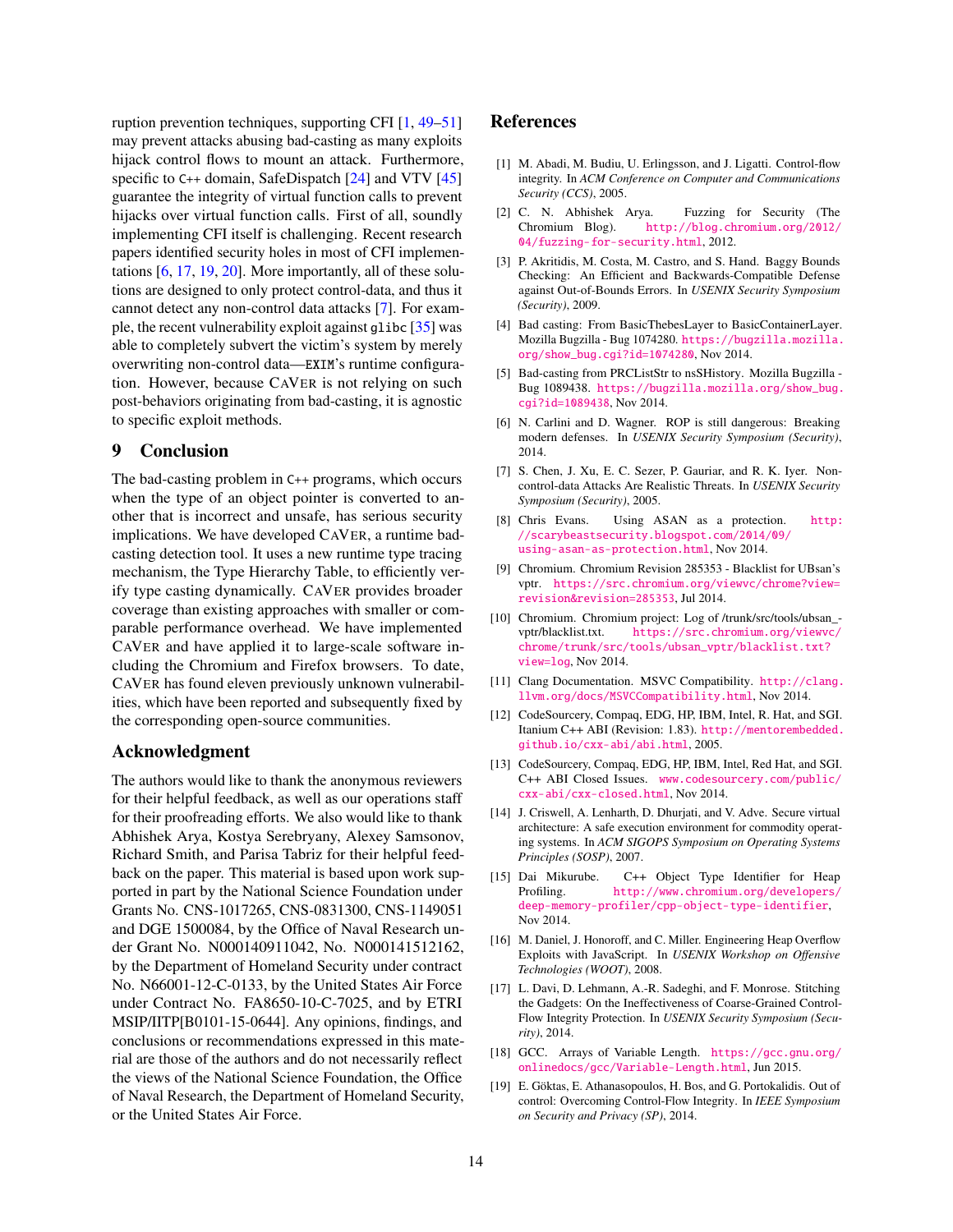ruption prevention techniques, supporting CFI [1, 49–51] may prevent attacks abusing bad-casting as many exploits hijack control flows to mount an attack. Furthermore, specific to C++ domain, SafeDispatch [24] and VTV [45] guarantee the integrity of virtual function calls to prevent hijacks over virtual function calls. First of all, soundly implementing CFI itself is challenging. Recent research papers identified security holes in most of CFI implementations [6, 17, 19, 20]. More importantly, all of these solutions are designed to only protect control-data, and thus it cannot detect any non-control data attacks [7]. For example, the recent vulnerability exploit against `glibc` [35] was able to completely subvert the victim's system by merely overwriting non-control data—`EXIM`'s runtime configuration. However, because CAVER is not relying on such post-behaviors originating from bad-casting, it is agnostic to specific exploit methods.

## 9 Conclusion

The bad-casting problem in C++ programs, which occurs when the type of an object pointer is converted to another that is incorrect and unsafe, has serious security implications. We have developed CAVER, a runtime bad-casting detection tool. It uses a new runtime type tracing mechanism, the Type Hierarchy Table, to efficiently verify type casting dynamically. CAVER provides broader coverage than existing approaches with smaller or comparable performance overhead. We have implemented CAVER and have applied it to large-scale software including the Chromium and Firefox browsers. To date, CAVER has found eleven previously unknown vulnerabilities, which have been reported and subsequently fixed by the corresponding open-source communities.

## Acknowledgment

The authors would like to thank the anonymous reviewers for their helpful feedback, as well as our operations staff for their proofreading efforts. We also would like to thank Abhishek Arya, Kostya Serebryany, Alexey Samsonov, Richard Smith, and Parisa Tabriz for their helpful feedback on the paper. This material is based upon work supported in part by the National Science Foundation under Grants No. CNS-1017265, CNS-0831300, CNS-1149051 and DGE 1500084, by the Office of Naval Research under Grant No. N000140911042, No. N000141512162, by the Department of Homeland Security under contract No. N66001-12-C-0133, by the United States Air Force under Contract No. FA8650-10-C-7025, and by ETRI MSIP/IITP[B0101-15-0644]. Any opinions, findings, and conclusions or recommendations expressed in this material are those of the authors and do not necessarily reflect the views of the National Science Foundation, the Office of Naval Research, the Department of Homeland Security, or the United States Air Force.

## References

[1] M. Abadi, M. Budiu, U. Erlingsson, and J. Ligatti. Control-flow integrity. In *ACM Conference on Computer and Communications Security (CCS)*, 2005.

[2] C. N. Abhishek Arya. Fuzzing for Security (The Chromium Blog). http://blog.chromium.org/2012/04/fuzzing-for-security.html, 2012.

[3] P. Akritidis, M. Costa, M. Castro, and S. Hand. Baggy Bounds Checking: An Efficient and Backwards-Compatible Defense against Out-of-Bounds Errors. In *USENIX Security Symposium (Security)*, 2009.

[4] Bad casting: From BasicThebesLayer to BasicContainerLayer. Mozilla Bugzilla - Bug 1074280. https://bugzilla.mozilla.org/show_bug.cgi?id=1074280, Nov 2014.

[5] Bad-casting from PRCListStr to nsSHistory. Mozilla Bugzilla - Bug 1089438. https://bugzilla.mozilla.org/show_bug.cgi?id=1089438, Nov 2014.

[6] N. Carlini and D. Wagner. ROP is still dangerous: Breaking modern defenses. In *USENIX Security Symposium (Security)*, 2014.

[7] S. Chen, J. Xu, E. C. Sezer, P. Gauriar, and R. K. Iyer. Non-control-data Attacks Are Realistic Threats. In *USENIX Security Symposium (Security)*, 2005.

[8] Chris Evans. Using ASAN as a protection. http://scarybeastsecurity.blogspot.com/2014/09/using-asan-as-protection.html, Nov 2014.

[9] Chromium. Chromium Revision 285353 - Blacklist for UBsan's vptr. https://src.chromium.org/viewvc/chrome?view=revision&revision=285353, Jul 2014.

[10] Chromium. Chromium project: Log of /trunk/src/tools/ubsan_vptr/blacklist.txt. https://src.chromium.org/viewvc/chrome/trunk/src/tools/ubsan_vptr/blacklist.txt?view=log, Nov 2014.

[11] Clang Documentation. MSVC Compatibility. http://clang.llvm.org/docs/MSVCCompatibility.html, Nov 2014.

[12] CodeSourcery, Compaq, EDG, HP, IBM, Intel, R. Hat, and SGI. Itanium C++ ABI (Revision: 1.83). http://mentorembedded.github.io/cxx-abi/abi.html, 2005.

[13] CodeSourcery, Compaq, EDG, HP, IBM, Intel, Red Hat, and SGI. C++ ABI Closed Issues. www.codesourcery.com/public/cxx-abi/cxx-closed.html, Nov 2014.

[14] J. Criswell, A. Lenharth, D. Dhurjati, and V. Adve. Secure virtual architecture: A safe execution environment for commodity operating systems. In *ACM SIGOPS Symposium on Operating Systems Principles (SOSP)*, 2007.

[15] Dai Mikurube. C++ Object Type Identifier for Heap Profiling. http://www.chromium.org/developers/deep-memory-profiler/cpp-object-type-identifier, Nov 2014.

[16] M. Daniel, J. Honoroff, and C. Miller. Engineering Heap Overflow Exploits with JavaScript. In *USENIX Workshop on Offensive Technologies (WOOT)*, 2008.

[17] L. Davi, D. Lehmann, A.-R. Sadeghi, and F. Monrose. Stitching the Gadgets: On the Ineffectiveness of Coarse-Grained Control-Flow Integrity Protection. In *USENIX Security Symposium (Security)*, 2014.

[18] GCC. Arrays of Variable Length. https://gcc.gnu.org/onlinedocs/gcc/Variable-Length.html, Jun 2015.

[19] E. Göktas, E. Athanasopoulos, H. Bos, and G. Portokalidis. Out of control: Overcoming Control-Flow Integrity. In *IEEE Symposium on Security and Privacy (SP)*, 2014.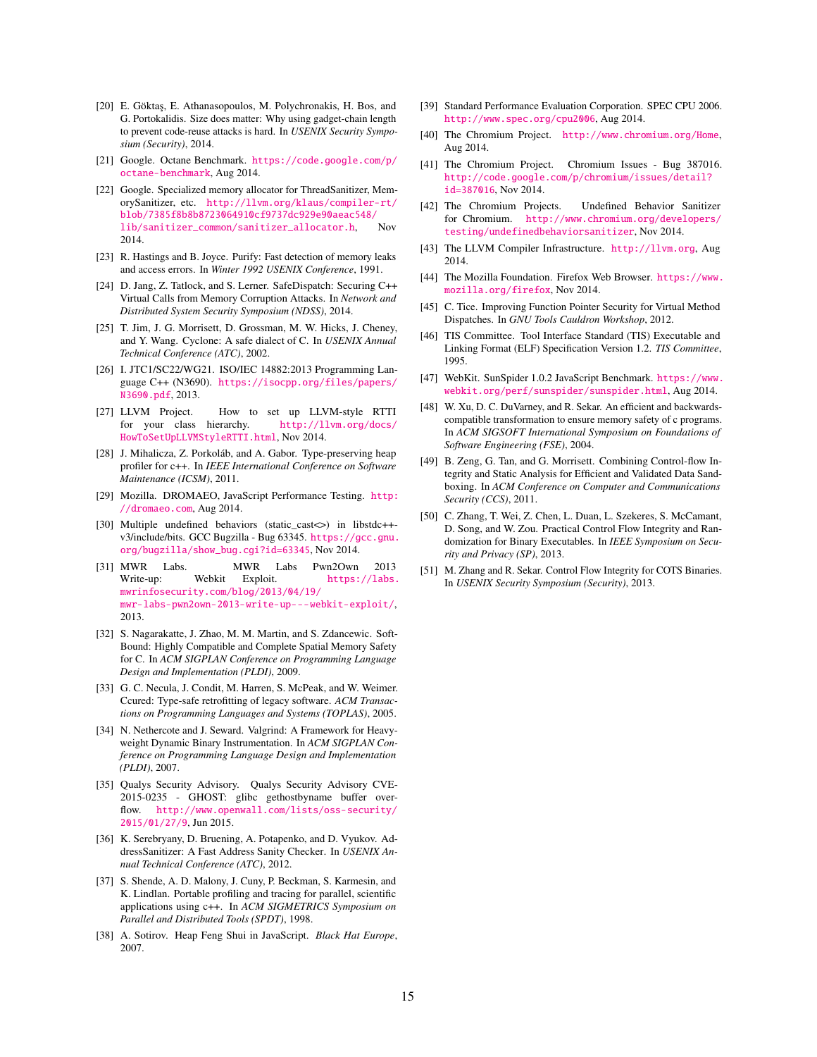[20] E. Göktaş, E. Athanasopoulos, M. Polychronakis, H. Bos, and G. Portokalidis. Size does matter: Why using gadget-chain length to prevent code-reuse attacks is hard. In *USENIX Security Symposium (Security)*, 2014.

[21] Google. Octane Benchmark. https://code.google.com/p/octane-benchmark, Aug 2014.

[22] Google. Specialized memory allocator for ThreadSanitizer, MemorySanitizer, etc. http://llvm.org/klaus/compiler-rt/blob/7385f8b8b8723064910cf9737dc929e90aeac548/lib/sanitizer_common/sanitizer_allocator.h, Nov 2014.

[23] R. Hastings and B. Joyce. Purify: Fast detection of memory leaks and access errors. In *Winter 1992 USENIX Conference*, 1991.

[24] D. Jang, Z. Tatlock, and S. Lerner. SafeDispatch: Securing C++ Virtual Calls from Memory Corruption Attacks. In *Network and Distributed System Security Symposium (NDSS)*, 2014.

[25] T. Jim, J. G. Morrisett, D. Grossman, M. W. Hicks, J. Cheney, and Y. Wang. Cyclone: A safe dialect of C. In *USENIX Annual Technical Conference (ATC)*, 2002.

[26] I. JTC1/SC22/WG21. ISO/IEC 14882:2013 Programming Language C++ (N3690). https://isocpp.org/files/papers/N3690.pdf, 2013.

[27] LLVM Project. How to set up LLVM-style RTTI for your class hierarchy. http://llvm.org/docs/HowToSetUpLLVMStyleRTTI.html, Nov 2014.

[28] J. Mihalicza, Z. Porkoláb, and A. Gabor. Type-preserving heap profiler for c++. In *IEEE International Conference on Software Maintenance (ICSM)*, 2011.

[29] Mozilla. DROMAEO, JavaScript Performance Testing. http://dromaeo.com, Aug 2014.

[30] Multiple undefined behaviors (static_cast<>) in libstdc++-v3/include/bits. GCC Bugzilla - Bug 63345. https://gcc.gnu.org/bugzilla/show_bug.cgi?id=63345, Nov 2014.

[31] MWR Labs. MWR Labs Pwn2Own 2013 Write-up: Webkit Exploit. https://labs.mwrinfosecurity.com/blog/2013/04/19/mwr-labs-pwn2own-2013-write-up---webkit-exploit/, 2013.

[32] S. Nagarakatte, J. Zhao, M. M. Martin, and S. Zdancewic. SoftBound: Highly Compatible and Complete Spatial Memory Safety for C. In *ACM SIGPLAN Conference on Programming Language Design and Implementation (PLDI)*, 2009.

[33] G. C. Necula, J. Condit, M. Harren, S. McPeak, and W. Weimer. Ccured: Type-safe retrofitting of legacy software. *ACM Transactions on Programming Languages and Systems (TOPLAS)*, 2005.

[34] N. Nethercote and J. Seward. Valgrind: A Framework for Heavyweight Dynamic Binary Instrumentation. In *ACM SIGPLAN Conference on Programming Language Design and Implementation (PLDI)*, 2007.

[35] Qualys Security Advisory. Qualys Security Advisory CVE-2015-0235 - GHOST: glibc gethostbyname buffer overflow. http://www.openwall.com/lists/oss-security/2015/01/27/9, Jun 2015.

[36] K. Serebryany, D. Bruening, A. Potapenko, and D. Vyukov. AddressSanitizer: A Fast Address Sanity Checker. In *USENIX Annual Technical Conference (ATC)*, 2012.

[37] S. Shende, A. D. Malony, J. Cuny, P. Beckman, S. Karmesin, and K. Lindlan. Portable profiling and tracing for parallel, scientific applications using c++. In *ACM SIGMETRICS Symposium on Parallel and Distributed Tools (SPDT)*, 1998.

[38] A. Sotirov. Heap Feng Shui in JavaScript. *Black Hat Europe*, 2007.

[39] Standard Performance Evaluation Corporation. SPEC CPU 2006. http://www.spec.org/cpu2006, Aug 2014.

[40] The Chromium Project. http://www.chromium.org/Home, Aug 2014.

[41] The Chromium Project. Chromium Issues - Bug 387016. http://code.google.com/p/chromium/issues/detail?id=387016, Nov 2014.

[42] The Chromium Projects. Undefined Behavior Sanitizer for Chromium. http://www.chromium.org/developers/testing/undefinedbehaviorsanitizer, Nov 2014.

[43] The LLVM Compiler Infrastructure. http://llvm.org, Aug 2014.

[44] The Mozilla Foundation. Firefox Web Browser. https://www.mozilla.org/firefox, Nov 2014.

[45] C. Tice. Improving Function Pointer Security for Virtual Method Dispatches. In *GNU Tools Cauldron Workshop*, 2012.

[46] TIS Committee. Tool Interface Standard (TIS) Executable and Linking Format (ELF) Specification Version 1.2. *TIS Committee*, 1995.

[47] WebKit. SunSpider 1.0.2 JavaScript Benchmark. https://www.webkit.org/perf/sunspider/sunspider.html, Aug 2014.

[48] W. Xu, D. C. DuVarney, and R. Sekar. An efficient and backwards-compatible transformation to ensure memory safety of c programs. In *ACM SIGSOFT International Symposium on Foundations of Software Engineering (FSE)*, 2004.

[49] B. Zeng, G. Tan, and G. Morrisett. Combining Control-flow Integrity and Static Analysis for Efficient and Validated Data Sandboxing. In *ACM Conference on Computer and Communications Security (CCS)*, 2011.

[50] C. Zhang, T. Wei, Z. Chen, L. Duan, L. Szekeres, S. McCamant, D. Song, and W. Zou. Practical Control Flow Integrity and Randomization for Binary Executables. In *IEEE Symposium on Security and Privacy (SP)*, 2013.

[51] M. Zhang and R. Sekar. Control Flow Integrity for COTS Binaries. In *USENIX Security Symposium (Security)*, 2013.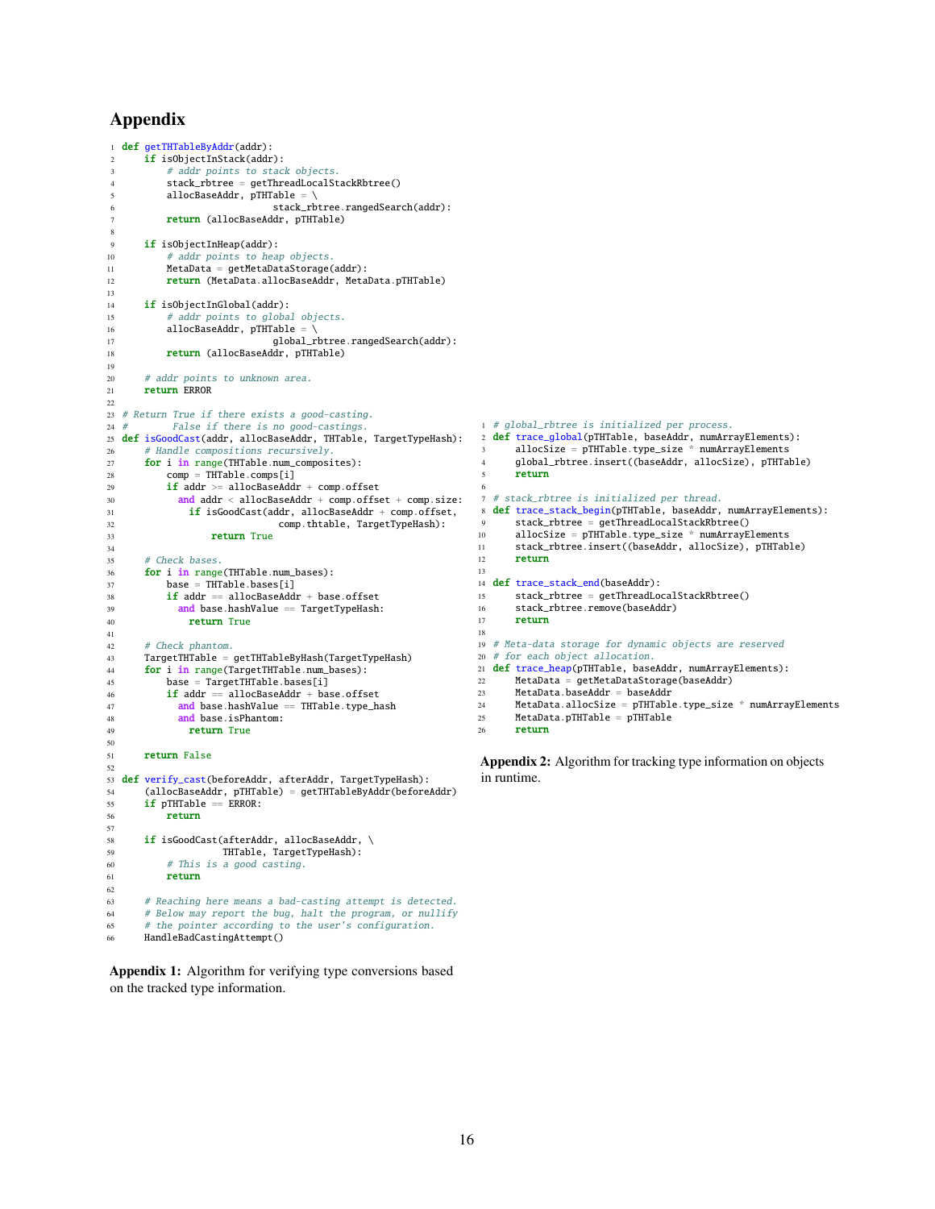# Appendix

```
def getTHTableByAddr(addr):
    if isObjectInStack(addr):
        # addr points to stack objects.
        stack_rbtree = getThreadLocalStackRbtree()
        allocBaseAddr, pTHTable = \
                          stack_rbtree.rangedSearch(addr):
        return (allocBaseAddr, pTHTable)

    if isObjectInHeap(addr):
        # addr points to heap objects.
        MetaData = getMetaDataStorage(addr):
        return (MetaData.allocBaseAddr, MetaData.pTHTable)

    if isObjectInGlobal(addr):
        # addr points to global objects.
        allocBaseAddr, pTHTable = \
                          global_rbtree.rangedSearch(addr):
        return (allocBaseAddr, pTHTable)

    # addr points to unknown area.
    return ERROR

# Return True if there exists a good-casting.
#        False if there is no good-castings.
def isGoodCast(addr, allocBaseAddr, THTable, TargetTypeHash):
    # Handle compositions recursively.
    for i in range(THTable.num_composites):
        comp = THTable.comps[i]
        if addr >= allocBaseAddr + comp.offset
          and addr < allocBaseAddr + comp.offset + comp.size:
            if isGoodCast(addr, allocBaseAddr + comp.offset,
                           comp.thtable, TargetTypeHash):
                return True

    # Check bases.
    for i in range(THTable.num_bases):
        base = THTable.bases[i]
        if addr == allocBaseAddr + base.offset
          and base.hashValue == TargetTypeHash:
            return True

    # Check phantom.
    TargetTHTable = getTHTableByHash(TargetTypeHash)
    for i in range(TargetTHTable.num_bases):
        base = TargetTHTable.bases[i]
        if addr == allocBaseAddr + base.offset
          and base.hashValue == THTable.type_hash
          and base.isPhantom:
            return True

    return False

def verify_cast(beforeAddr, afterAddr, TargetTypeHash):
    (allocBaseAddr, pTHTable) = getTHTableByAddr(beforeAddr)
    if pTHTable == ERROR:
        return

    if isGoodCast(afterAddr, allocBaseAddr, \
                  THTable, TargetTypeHash):
        # This is a good casting.
        return

    # Reaching here means a bad-casting attempt is detected.
    # Below may report the bug, halt the program, or nullify
    # the pointer according to the user's configuration.
    HandleBadCastingAttempt()
```

**Appendix 1:** Algorithm for verifying type conversions based on the tracked type information.

```
# global_rbtree is initialized per process.
def trace_global(pTHTable, baseAddr, numArrayElements):
    allocSize = pTHTable.type_size * numArrayElements
    global_rbtree.insert((baseAddr, allocSize), pTHTable)
    return

# stack_rbtree is initialized per thread.
def trace_stack_begin(pTHTable, baseAddr, numArrayElements):
    stack_rbtree = getThreadLocalStackRbtree()
    allocSize = pTHTable.type_size * numArrayElements
    stack_rbtree.insert((baseAddr, allocSize), pTHTable)
    return

def trace_stack_end(baseAddr):
    stack_rbtree = getThreadLocalStackRbtree()
    stack_rbtree.remove(baseAddr)
    return

# Meta-data storage for dynamic objects are reserved
# for each object allocation.
def trace_heap(pTHTable, baseAddr, numArrayElements):
    MetaData = getMetaDataStorage(baseAddr)
    MetaData.baseAddr = baseAddr
    MetaData.allocSize = pTHTable.type_size * numArrayElements
    MetaData.pTHTable = pTHTable
    return
```

**Appendix 2:** Algorithm for tracking type information on objects in runtime.